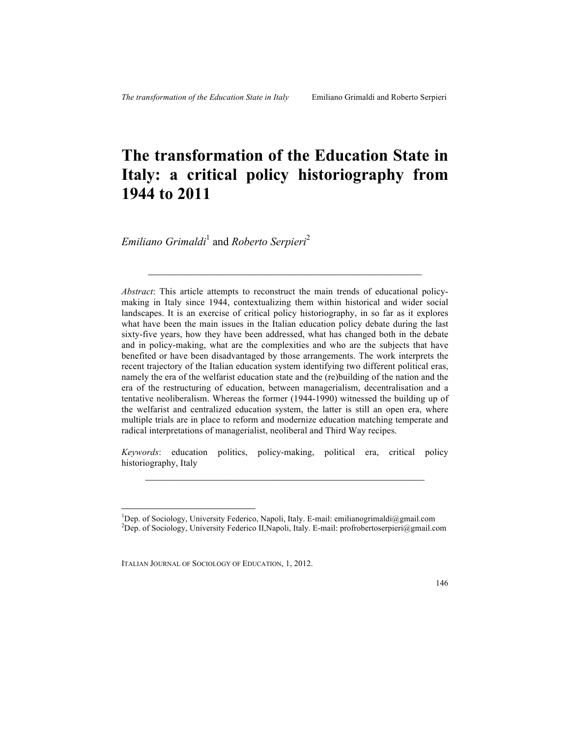# The transformation of the Education State in Italy: a critical policy historiography from 1944 to 2011

*Emiliano Grimaldi*[1] and *Roberto Serpieri*[2]

---

*Abstract*: This article attempts to reconstruct the main trends of educational policy-making in Italy since 1944, contextualizing them within historical and wider social landscapes. It is an exercise of critical policy historiography, in so far as it explores what have been the main issues in the Italian education policy debate during the last sixty-five years, how they have been addressed, what has changed both in the debate and in policy-making, what are the complexities and who are the subjects that have benefited or have been disadvantaged by those arrangements. The work interprets the recent trajectory of the Italian education system identifying two different political eras, namely the era of the welfarist education state and the (re)building of the nation and the era of the restructuring of education, between managerialism, decentralisation and a tentative neoliberalism. Whereas the former (1944-1990) witnessed the building up of the welfarist and centralized education system, the latter is still an open era, where multiple trials are in place to reform and modernize education matching temperate and radical interpretations of managerialist, neoliberal and Third Way recipes.

*Keywords*: education politics, policy-making, political era, critical policy historiography, Italy

---

[1] Dep. of Sociology, University Federico, Napoli, Italy. E-mail: emilianogrimaldi@gmail.com
[2] Dep. of Sociology, University Federico II,Napoli, Italy. E-mail: profrobertoserpieri@gmail.com

ITALIAN JOURNAL OF SOCIOLOGY OF EDUCATION, 1, 2012.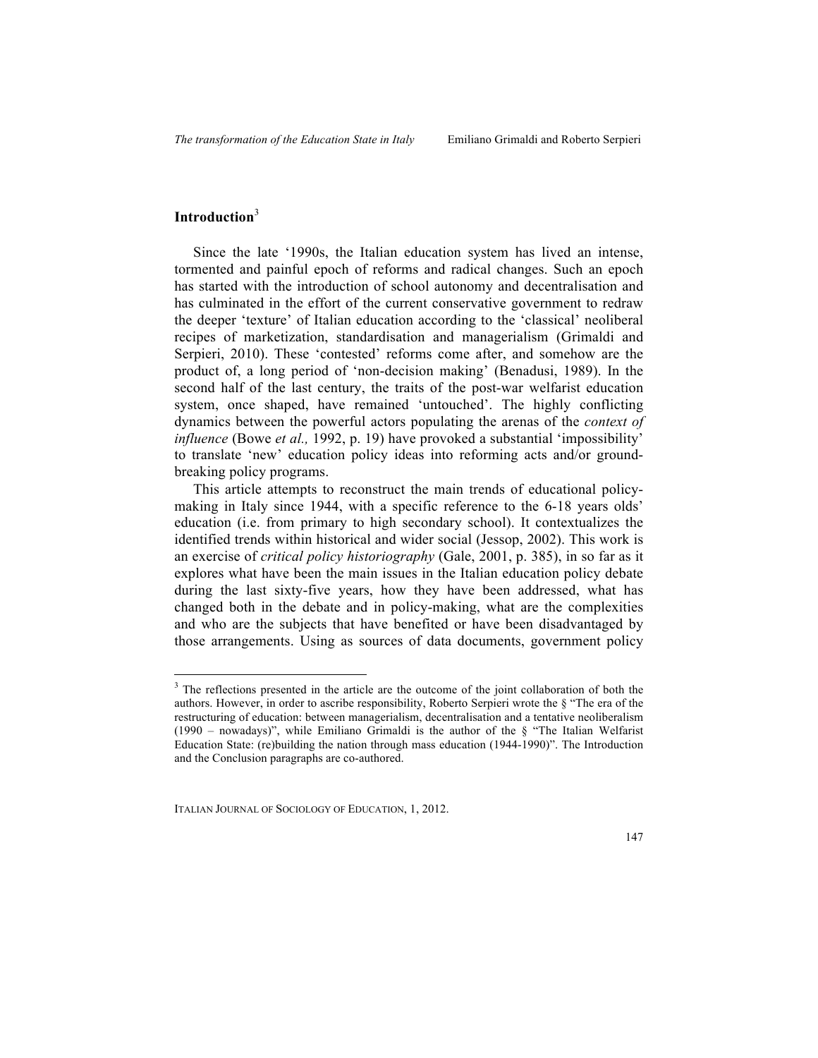## Introduction[3]

Since the late '1990s, the Italian education system has lived an intense, tormented and painful epoch of reforms and radical changes. Such an epoch has started with the introduction of school autonomy and decentralisation and has culminated in the effort of the current conservative government to redraw the deeper 'texture' of Italian education according to the 'classical' neoliberal recipes of marketization, standardisation and managerialism (Grimaldi and Serpieri, 2010). These 'contested' reforms come after, and somehow are the product of, a long period of 'non-decision making' (Benadusi, 1989). In the second half of the last century, the traits of the post-war welfarist education system, once shaped, have remained 'untouched'. The highly conflicting dynamics between the powerful actors populating the arenas of the *context of influence* (Bowe *et al.,* 1992, p. 19) have provoked a substantial 'impossibility' to translate 'new' education policy ideas into reforming acts and/or ground-breaking policy programs.

This article attempts to reconstruct the main trends of educational policy-making in Italy since 1944, with a specific reference to the 6-18 years olds' education (i.e. from primary to high secondary school). It contextualizes the identified trends within historical and wider social (Jessop, 2002). This work is an exercise of *critical policy historiography* (Gale, 2001, p. 385), in so far as it explores what have been the main issues in the Italian education policy debate during the last sixty-five years, how they have been addressed, what has changed both in the debate and in policy-making, what are the complexities and who are the subjects that have benefited or have been disadvantaged by those arrangements. Using as sources of data documents, government policy

[3] The reflections presented in the article are the outcome of the joint collaboration of both the authors. However, in order to ascribe responsibility, Roberto Serpieri wrote the § "The era of the restructuring of education: between managerialism, decentralisation and a tentative neoliberalism (1990 – nowadays)", while Emiliano Grimaldi is the author of the § "The Italian Welfarist Education State: (re)building the nation through mass education (1944-1990)". The Introduction and the Conclusion paragraphs are co-authored.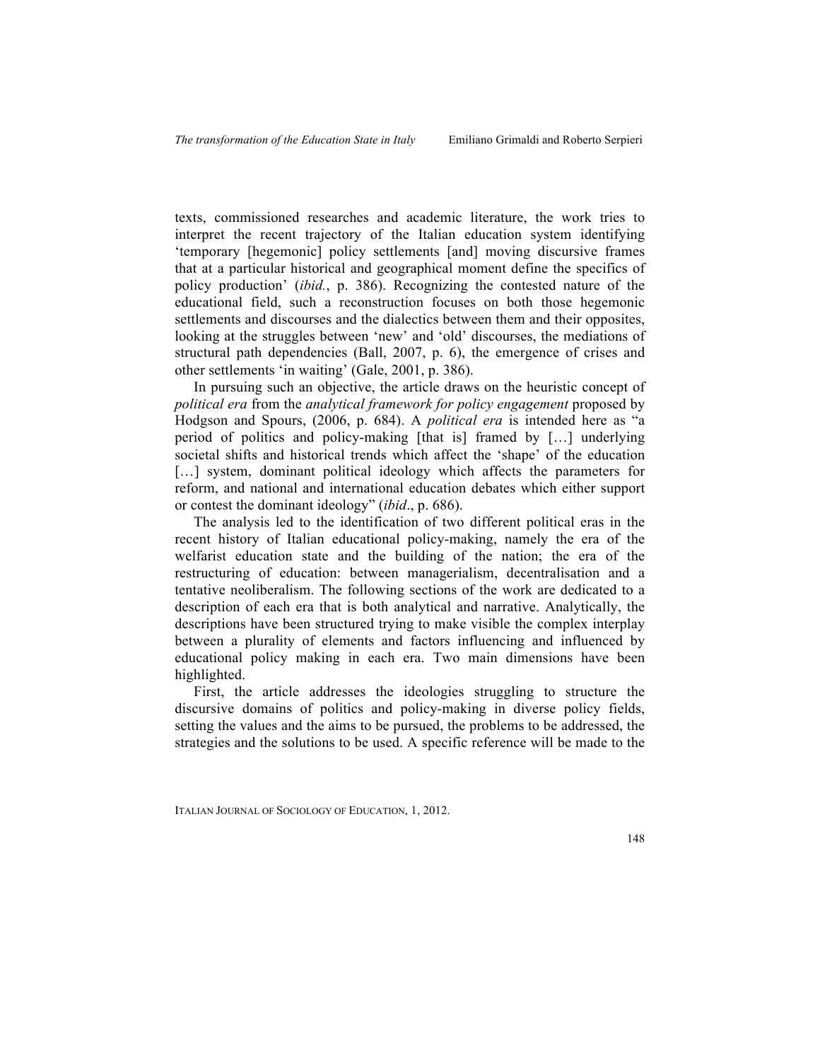texts, commissioned researches and academic literature, the work tries to interpret the recent trajectory of the Italian education system identifying 'temporary [hegemonic] policy settlements [and] moving discursive frames that at a particular historical and geographical moment define the specifics of policy production' (*ibid.*, p. 386). Recognizing the contested nature of the educational field, such a reconstruction focuses on both those hegemonic settlements and discourses and the dialectics between them and their opposites, looking at the struggles between 'new' and 'old' discourses, the mediations of structural path dependencies (Ball, 2007, p. 6), the emergence of crises and other settlements 'in waiting' (Gale, 2001, p. 386).

In pursuing such an objective, the article draws on the heuristic concept of *political era* from the *analytical framework for policy engagement* proposed by Hodgson and Spours, (2006, p. 684). A *political era* is intended here as "a period of politics and policy-making [that is] framed by […] underlying societal shifts and historical trends which affect the 'shape' of the education […] system, dominant political ideology which affects the parameters for reform, and national and international education debates which either support or contest the dominant ideology" (*ibid*., p. 686).

The analysis led to the identification of two different political eras in the recent history of Italian educational policy-making, namely the era of the welfarist education state and the building of the nation; the era of the restructuring of education: between managerialism, decentralisation and a tentative neoliberalism. The following sections of the work are dedicated to a description of each era that is both analytical and narrative. Analytically, the descriptions have been structured trying to make visible the complex interplay between a plurality of elements and factors influencing and influenced by educational policy making in each era. Two main dimensions have been highlighted.

First, the article addresses the ideologies struggling to structure the discursive domains of politics and policy-making in diverse policy fields, setting the values and the aims to be pursued, the problems to be addressed, the strategies and the solutions to be used. A specific reference will be made to the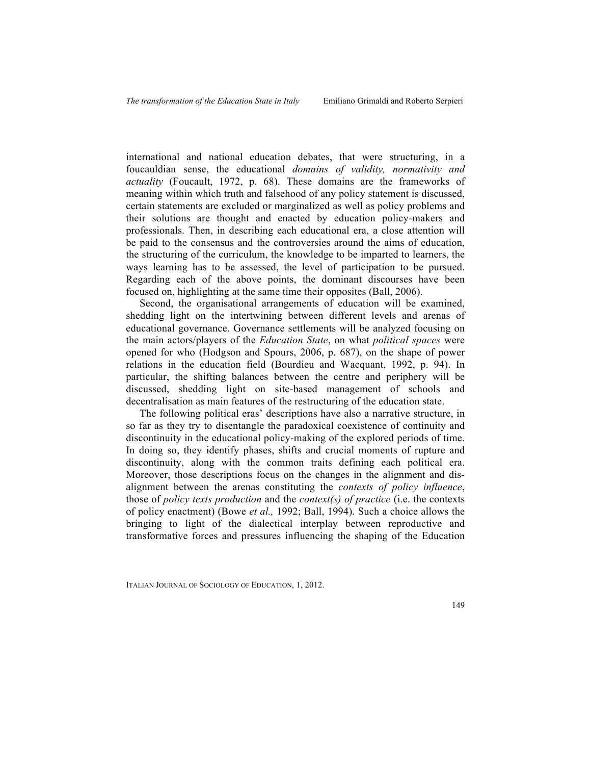international and national education debates, that were structuring, in a foucauldian sense, the educational *domains of validity, normativity and actuality* (Foucault, 1972, p. 68). These domains are the frameworks of meaning within which truth and falsehood of any policy statement is discussed, certain statements are excluded or marginalized as well as policy problems and their solutions are thought and enacted by education policy-makers and professionals. Then, in describing each educational era, a close attention will be paid to the consensus and the controversies around the aims of education, the structuring of the curriculum, the knowledge to be imparted to learners, the ways learning has to be assessed, the level of participation to be pursued. Regarding each of the above points, the dominant discourses have been focused on, highlighting at the same time their opposites (Ball, 2006).

Second, the organisational arrangements of education will be examined, shedding light on the intertwining between different levels and arenas of educational governance. Governance settlements will be analyzed focusing on the main actors/players of the *Education State*, on what *political spaces* were opened for who (Hodgson and Spours, 2006, p. 687), on the shape of power relations in the education field (Bourdieu and Wacquant, 1992, p. 94). In particular, the shifting balances between the centre and periphery will be discussed, shedding light on site-based management of schools and decentralisation as main features of the restructuring of the education state.

The following political eras' descriptions have also a narrative structure, in so far as they try to disentangle the paradoxical coexistence of continuity and discontinuity in the educational policy-making of the explored periods of time. In doing so, they identify phases, shifts and crucial moments of rupture and discontinuity, along with the common traits defining each political era. Moreover, those descriptions focus on the changes in the alignment and dis-alignment between the arenas constituting the *contexts of policy influence*, those of *policy texts production* and the *context(s) of practice* (i.e. the contexts of policy enactment) (Bowe *et al.,* 1992; Ball, 1994). Such a choice allows the bringing to light of the dialectical interplay between reproductive and transformative forces and pressures influencing the shaping of the Education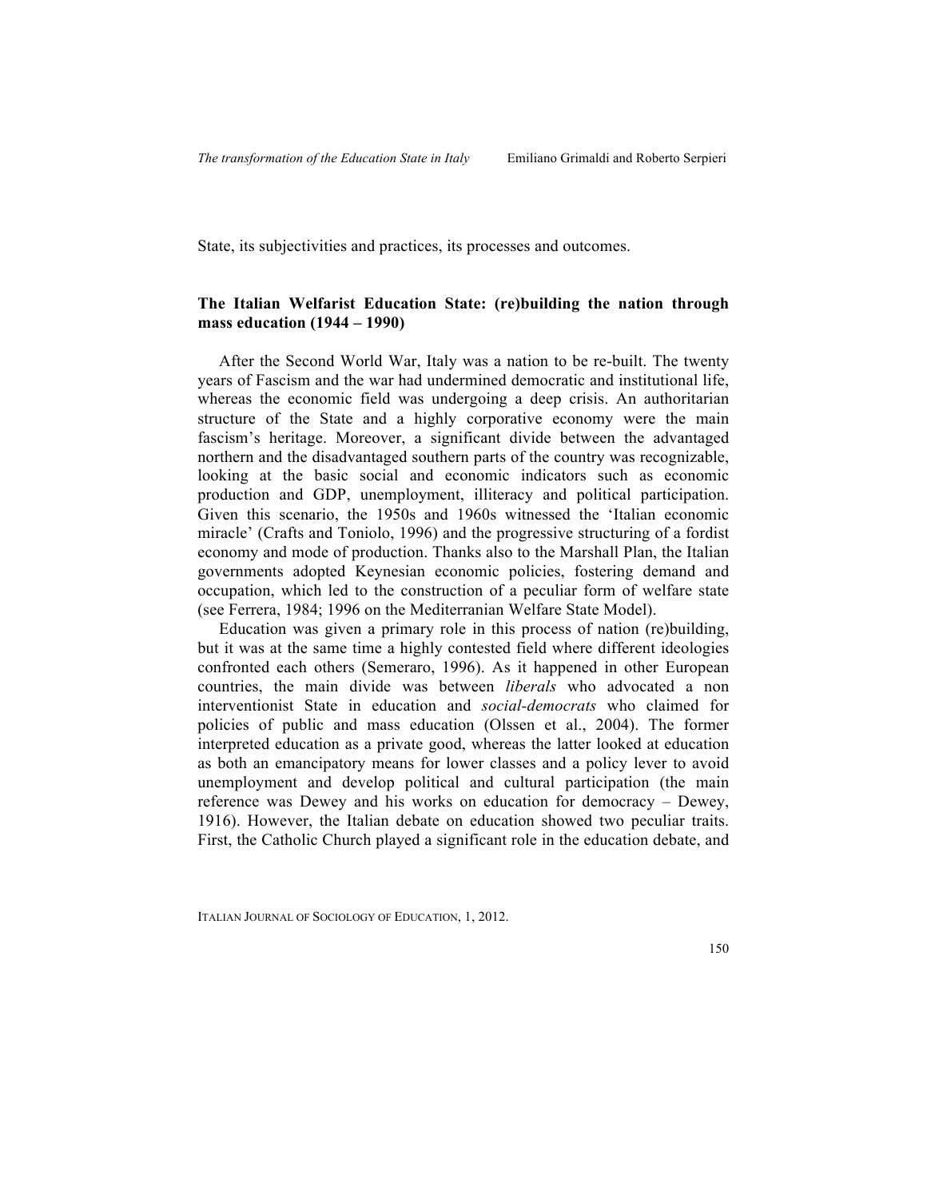State, its subjectivities and practices, its processes and outcomes.

## The Italian Welfarist Education State: (re)building the nation through mass education (1944 – 1990)

After the Second World War, Italy was a nation to be re-built. The twenty years of Fascism and the war had undermined democratic and institutional life, whereas the economic field was undergoing a deep crisis. An authoritarian structure of the State and a highly corporative economy were the main fascism's heritage. Moreover, a significant divide between the advantaged northern and the disadvantaged southern parts of the country was recognizable, looking at the basic social and economic indicators such as economic production and GDP, unemployment, illiteracy and political participation. Given this scenario, the 1950s and 1960s witnessed the 'Italian economic miracle' (Crafts and Toniolo, 1996) and the progressive structuring of a fordist economy and mode of production. Thanks also to the Marshall Plan, the Italian governments adopted Keynesian economic policies, fostering demand and occupation, which led to the construction of a peculiar form of welfare state (see Ferrera, 1984; 1996 on the Mediterranian Welfare State Model).

Education was given a primary role in this process of nation (re)building, but it was at the same time a highly contested field where different ideologies confronted each others (Semeraro, 1996). As it happened in other European countries, the main divide was between *liberals* who advocated a non interventionist State in education and *social-democrats* who claimed for policies of public and mass education (Olssen et al., 2004). The former interpreted education as a private good, whereas the latter looked at education as both an emancipatory means for lower classes and a policy lever to avoid unemployment and develop political and cultural participation (the main reference was Dewey and his works on education for democracy – Dewey, 1916). However, the Italian debate on education showed two peculiar traits. First, the Catholic Church played a significant role in the education debate, and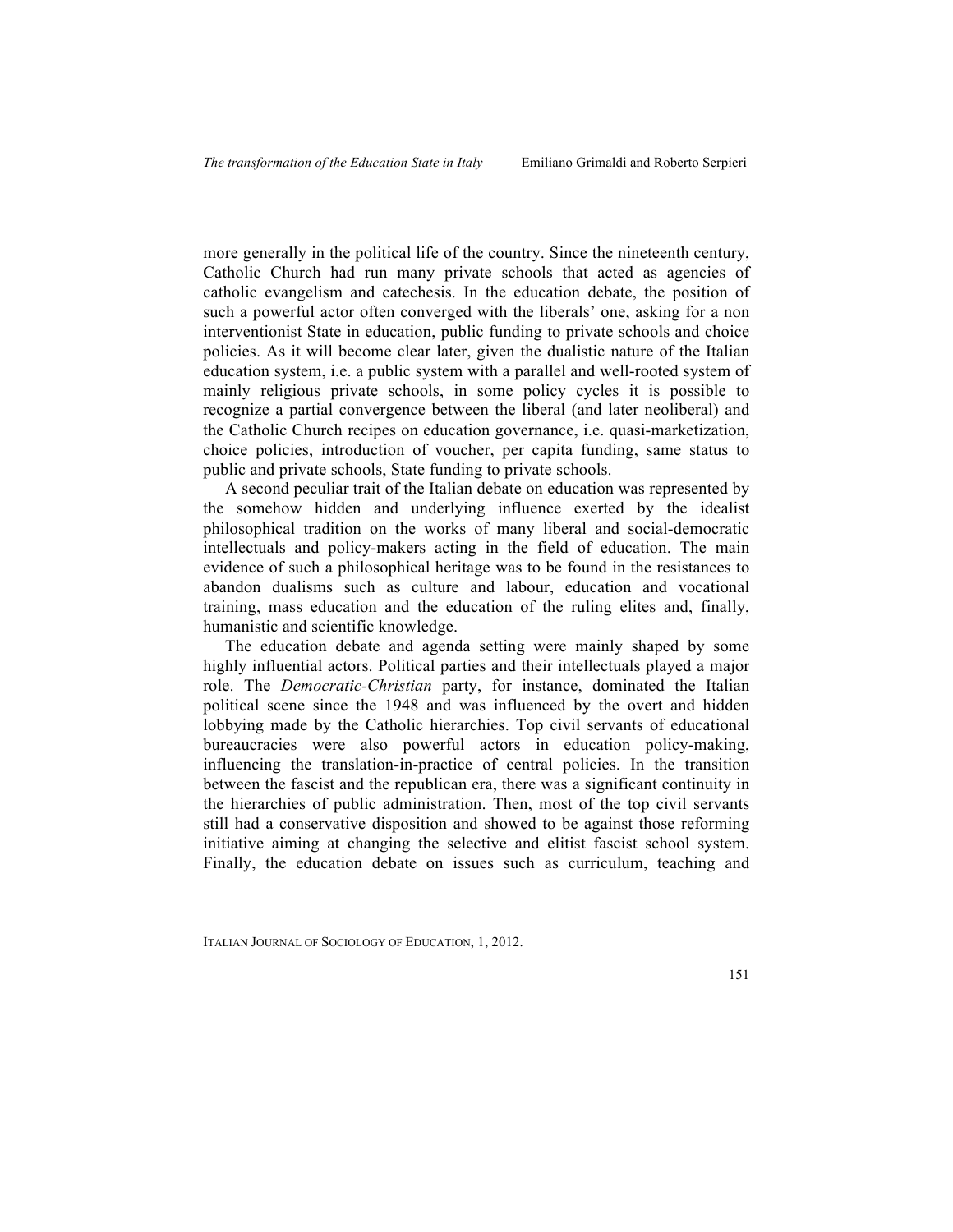more generally in the political life of the country. Since the nineteenth century, Catholic Church had run many private schools that acted as agencies of catholic evangelism and catechesis. In the education debate, the position of such a powerful actor often converged with the liberals' one, asking for a non interventionist State in education, public funding to private schools and choice policies. As it will become clear later, given the dualistic nature of the Italian education system, i.e. a public system with a parallel and well-rooted system of mainly religious private schools, in some policy cycles it is possible to recognize a partial convergence between the liberal (and later neoliberal) and the Catholic Church recipes on education governance, i.e. quasi-marketization, choice policies, introduction of voucher, per capita funding, same status to public and private schools, State funding to private schools.

A second peculiar trait of the Italian debate on education was represented by the somehow hidden and underlying influence exerted by the idealist philosophical tradition on the works of many liberal and social-democratic intellectuals and policy-makers acting in the field of education. The main evidence of such a philosophical heritage was to be found in the resistances to abandon dualisms such as culture and labour, education and vocational training, mass education and the education of the ruling elites and, finally, humanistic and scientific knowledge.

The education debate and agenda setting were mainly shaped by some highly influential actors. Political parties and their intellectuals played a major role. The *Democratic-Christian* party, for instance, dominated the Italian political scene since the 1948 and was influenced by the overt and hidden lobbying made by the Catholic hierarchies. Top civil servants of educational bureaucracies were also powerful actors in education policy-making, influencing the translation-in-practice of central policies. In the transition between the fascist and the republican era, there was a significant continuity in the hierarchies of public administration. Then, most of the top civil servants still had a conservative disposition and showed to be against those reforming initiative aiming at changing the selective and elitist fascist school system. Finally, the education debate on issues such as curriculum, teaching and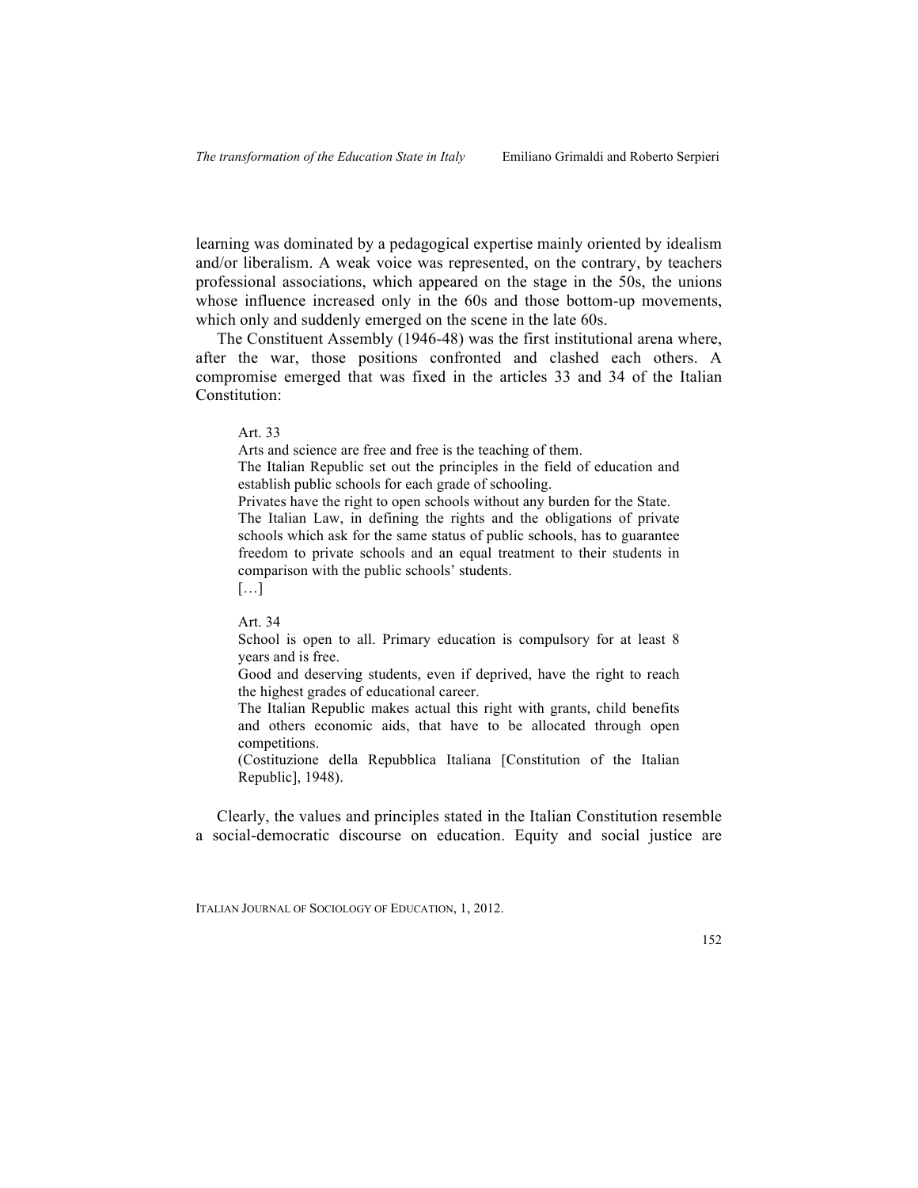learning was dominated by a pedagogical expertise mainly oriented by idealism and/or liberalism. A weak voice was represented, on the contrary, by teachers professional associations, which appeared on the stage in the 50s, the unions whose influence increased only in the 60s and those bottom-up movements, which only and suddenly emerged on the scene in the late 60s.

The Constituent Assembly (1946-48) was the first institutional arena where, after the war, those positions confronted and clashed each others. A compromise emerged that was fixed in the articles 33 and 34 of the Italian Constitution:

> Art. 33
>
> Arts and science are free and free is the teaching of them.
>
> The Italian Republic set out the principles in the field of education and establish public schools for each grade of schooling.
>
> Privates have the right to open schools without any burden for the State.
>
> The Italian Law, in defining the rights and the obligations of private schools which ask for the same status of public schools, has to guarantee freedom to private schools and an equal treatment to their students in comparison with the public schools' students.
>
> […]
>
> Art. 34
>
> School is open to all. Primary education is compulsory for at least 8 years and is free.
>
> Good and deserving students, even if deprived, have the right to reach the highest grades of educational career.
>
> The Italian Republic makes actual this right with grants, child benefits and others economic aids, that have to be allocated through open competitions.
>
> (Costituzione della Repubblica Italiana [Constitution of the Italian Republic], 1948).

Clearly, the values and principles stated in the Italian Constitution resemble a social-democratic discourse on education. Equity and social justice are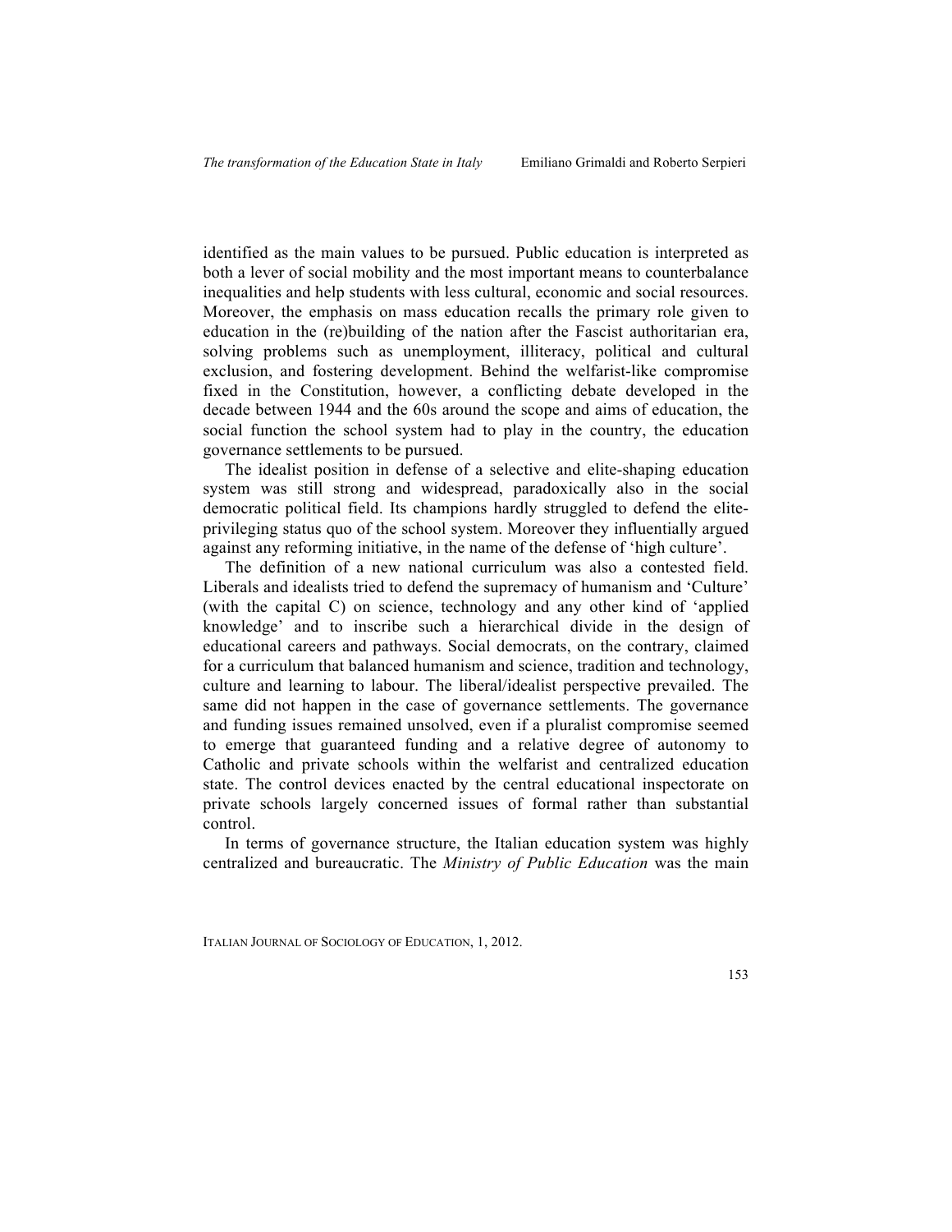identified as the main values to be pursued. Public education is interpreted as both a lever of social mobility and the most important means to counterbalance inequalities and help students with less cultural, economic and social resources. Moreover, the emphasis on mass education recalls the primary role given to education in the (re)building of the nation after the Fascist authoritarian era, solving problems such as unemployment, illiteracy, political and cultural exclusion, and fostering development. Behind the welfarist-like compromise fixed in the Constitution, however, a conflicting debate developed in the decade between 1944 and the 60s around the scope and aims of education, the social function the school system had to play in the country, the education governance settlements to be pursued.

The idealist position in defense of a selective and elite-shaping education system was still strong and widespread, paradoxically also in the social democratic political field. Its champions hardly struggled to defend the elite-privileging status quo of the school system. Moreover they influentially argued against any reforming initiative, in the name of the defense of 'high culture'.

The definition of a new national curriculum was also a contested field. Liberals and idealists tried to defend the supremacy of humanism and 'Culture' (with the capital C) on science, technology and any other kind of 'applied knowledge' and to inscribe such a hierarchical divide in the design of educational careers and pathways. Social democrats, on the contrary, claimed for a curriculum that balanced humanism and science, tradition and technology, culture and learning to labour. The liberal/idealist perspective prevailed. The same did not happen in the case of governance settlements. The governance and funding issues remained unsolved, even if a pluralist compromise seemed to emerge that guaranteed funding and a relative degree of autonomy to Catholic and private schools within the welfarist and centralized education state. The control devices enacted by the central educational inspectorate on private schools largely concerned issues of formal rather than substantial control.

In terms of governance structure, the Italian education system was highly centralized and bureaucratic. The *Ministry of Public Education* was the main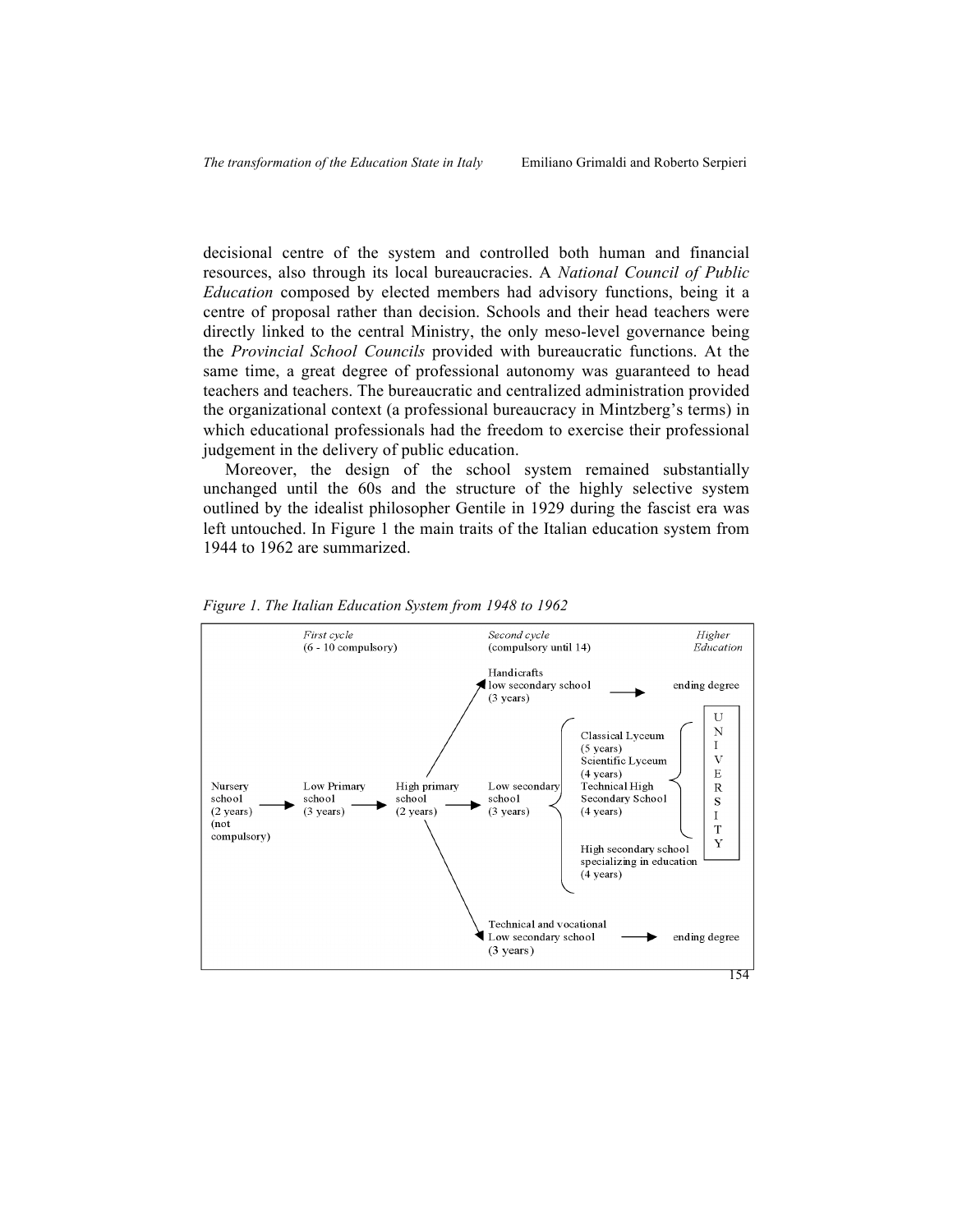decisional centre of the system and controlled both human and financial resources, also through its local bureaucracies. A *National Council of Public Education* composed by elected members had advisory functions, being it a centre of proposal rather than decision. Schools and their head teachers were directly linked to the central Ministry, the only meso-level governance being the *Provincial School Councils* provided with bureaucratic functions. At the same time, a great degree of professional autonomy was guaranteed to head teachers and teachers. The bureaucratic and centralized administration provided the organizational context (a professional bureaucracy in Mintzberg's terms) in which educational professionals had the freedom to exercise their professional judgement in the delivery of public education.

Moreover, the design of the school system remained substantially unchanged until the 60s and the structure of the highly selective system outlined by the idealist philosopher Gentile in 1929 during the fascist era was left untouched. In Figure 1 the main traits of the Italian education system from 1944 to 1962 are summarized.

*Figure 1. The Italian Education System from 1948 to 1962*

*First cycle* (6 - 10 compulsory)

*Second cycle* (compulsory until 14)

*Higher Education*

Nursery school (2 years) (not compulsory) → Low Primary school (3 years) → High primary school (2 years) →

- Handicrafts low secondary school (3 years) → ending degree
- Low secondary school (3 years) →
  - Classical Lyceum (5 years) → UNIVERSITY
  - Scientific Lyceum (4 years) → UNIVERSITY
  - Technical High Secondary School (4 years) → UNIVERSITY
  - High secondary school specializing in education (4 years)
- Technical and vocational Low secondary school (3 years) → ending degree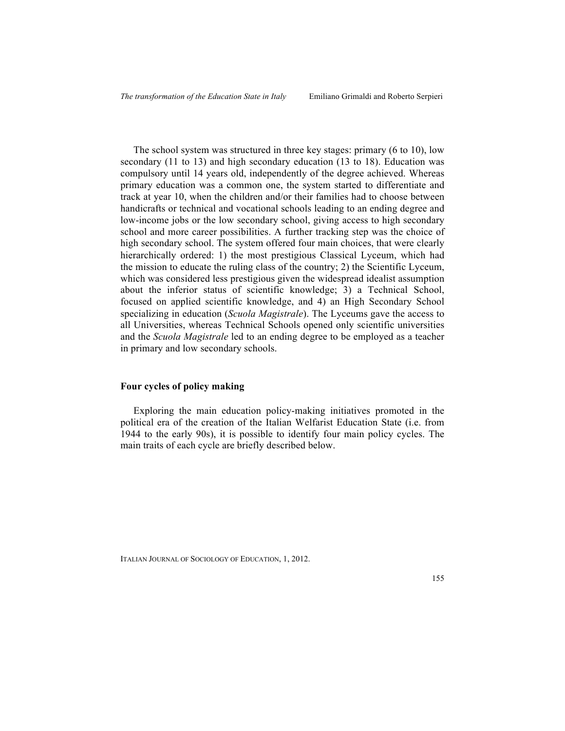The school system was structured in three key stages: primary (6 to 10), low secondary (11 to 13) and high secondary education (13 to 18). Education was compulsory until 14 years old, independently of the degree achieved. Whereas primary education was a common one, the system started to differentiate and track at year 10, when the children and/or their families had to choose between handicrafts or technical and vocational schools leading to an ending degree and low-income jobs or the low secondary school, giving access to high secondary school and more career possibilities. A further tracking step was the choice of high secondary school. The system offered four main choices, that were clearly hierarchically ordered: 1) the most prestigious Classical Lyceum, which had the mission to educate the ruling class of the country; 2) the Scientific Lyceum, which was considered less prestigious given the widespread idealist assumption about the inferior status of scientific knowledge; 3) a Technical School, focused on applied scientific knowledge, and 4) an High Secondary School specializing in education (*Scuola Magistrale*). The Lyceums gave the access to all Universities, whereas Technical Schools opened only scientific universities and the *Scuola Magistrale* led to an ending degree to be employed as a teacher in primary and low secondary schools.

## Four cycles of policy making

Exploring the main education policy-making initiatives promoted in the political era of the creation of the Italian Welfarist Education State (i.e. from 1944 to the early 90s), it is possible to identify four main policy cycles. The main traits of each cycle are briefly described below.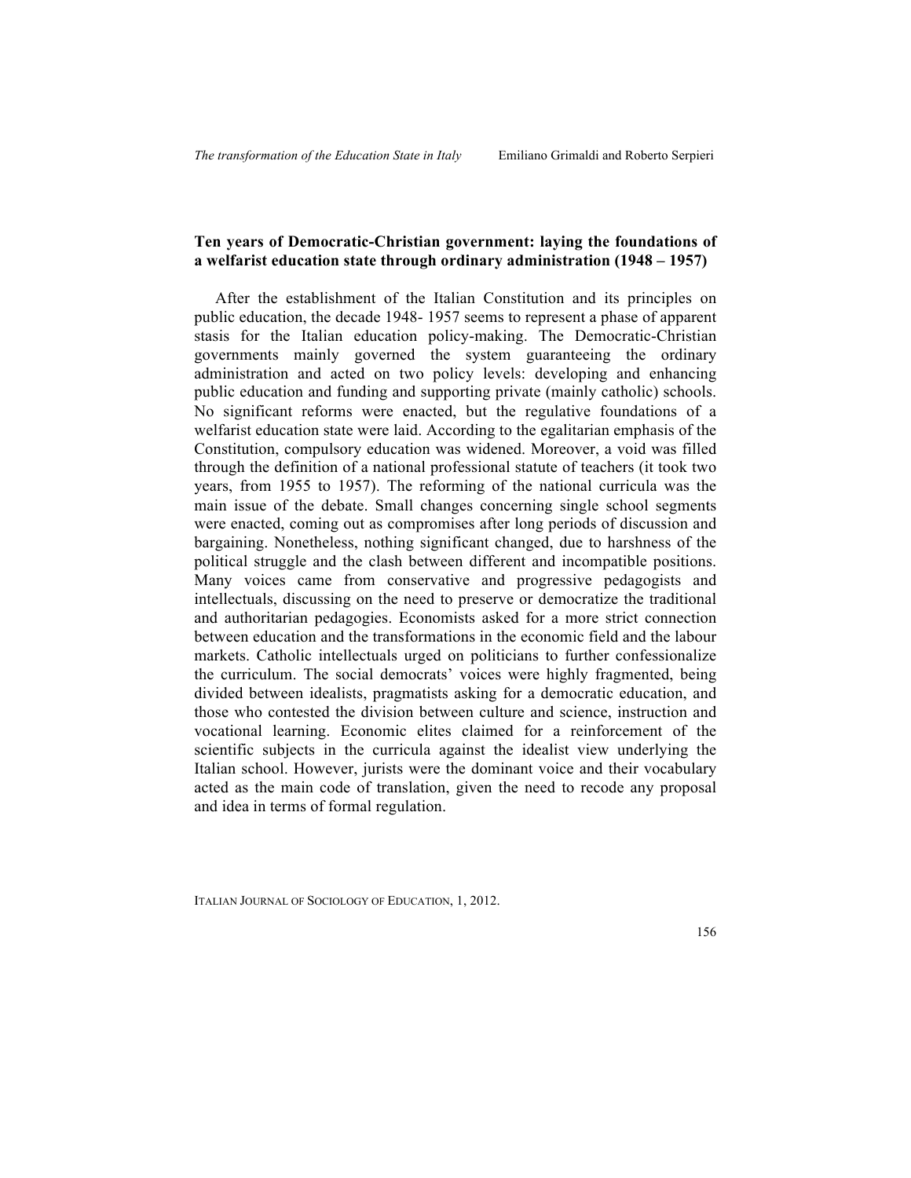### Ten years of Democratic-Christian government: laying the foundations of a welfarist education state through ordinary administration (1948 – 1957)

After the establishment of the Italian Constitution and its principles on public education, the decade 1948- 1957 seems to represent a phase of apparent stasis for the Italian education policy-making. The Democratic-Christian governments mainly governed the system guaranteeing the ordinary administration and acted on two policy levels: developing and enhancing public education and funding and supporting private (mainly catholic) schools. No significant reforms were enacted, but the regulative foundations of a welfarist education state were laid. According to the egalitarian emphasis of the Constitution, compulsory education was widened. Moreover, a void was filled through the definition of a national professional statute of teachers (it took two years, from 1955 to 1957). The reforming of the national curricula was the main issue of the debate. Small changes concerning single school segments were enacted, coming out as compromises after long periods of discussion and bargaining. Nonetheless, nothing significant changed, due to harshness of the political struggle and the clash between different and incompatible positions. Many voices came from conservative and progressive pedagogists and intellectuals, discussing on the need to preserve or democratize the traditional and authoritarian pedagogies. Economists asked for a more strict connection between education and the transformations in the economic field and the labour markets. Catholic intellectuals urged on politicians to further confessionalize the curriculum. The social democrats' voices were highly fragmented, being divided between idealists, pragmatists asking for a democratic education, and those who contested the division between culture and science, instruction and vocational learning. Economic elites claimed for a reinforcement of the scientific subjects in the curricula against the idealist view underlying the Italian school. However, jurists were the dominant voice and their vocabulary acted as the main code of translation, given the need to recode any proposal and idea in terms of formal regulation.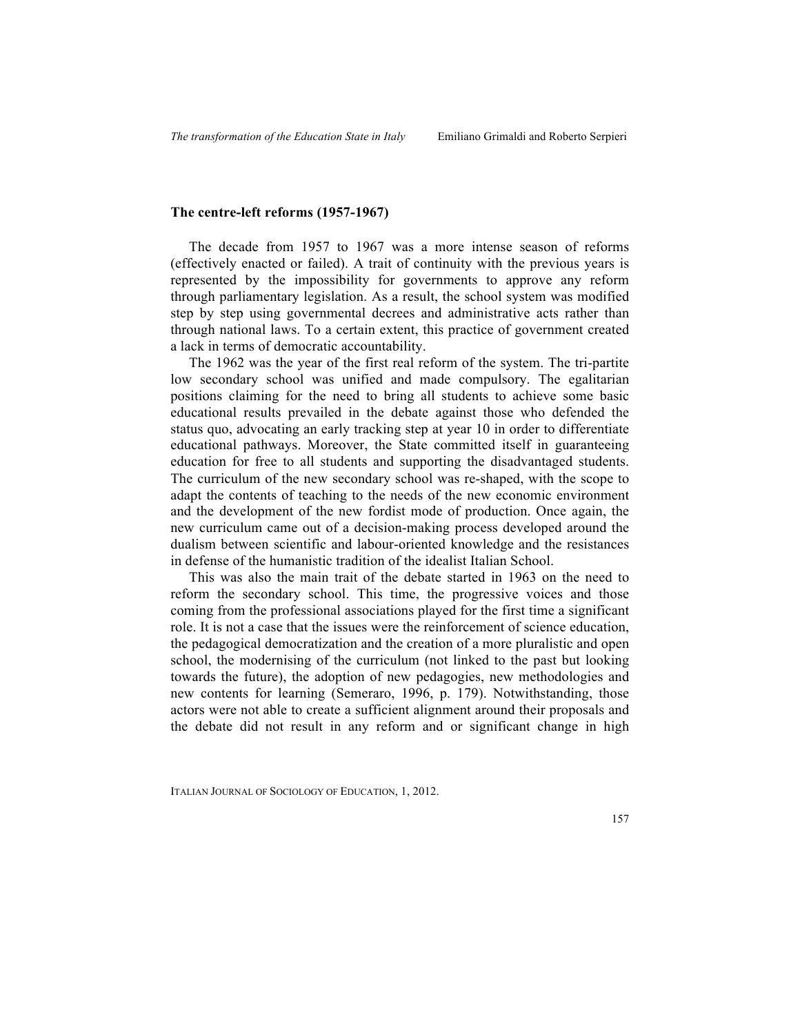### The centre-left reforms (1957-1967)

The decade from 1957 to 1967 was a more intense season of reforms (effectively enacted or failed). A trait of continuity with the previous years is represented by the impossibility for governments to approve any reform through parliamentary legislation. As a result, the school system was modified step by step using governmental decrees and administrative acts rather than through national laws. To a certain extent, this practice of government created a lack in terms of democratic accountability.

The 1962 was the year of the first real reform of the system. The tri-partite low secondary school was unified and made compulsory. The egalitarian positions claiming for the need to bring all students to achieve some basic educational results prevailed in the debate against those who defended the status quo, advocating an early tracking step at year 10 in order to differentiate educational pathways. Moreover, the State committed itself in guaranteeing education for free to all students and supporting the disadvantaged students. The curriculum of the new secondary school was re-shaped, with the scope to adapt the contents of teaching to the needs of the new economic environment and the development of the new fordist mode of production. Once again, the new curriculum came out of a decision-making process developed around the dualism between scientific and labour-oriented knowledge and the resistances in defense of the humanistic tradition of the idealist Italian School.

This was also the main trait of the debate started in 1963 on the need to reform the secondary school. This time, the progressive voices and those coming from the professional associations played for the first time a significant role. It is not a case that the issues were the reinforcement of science education, the pedagogical democratization and the creation of a more pluralistic and open school, the modernising of the curriculum (not linked to the past but looking towards the future), the adoption of new pedagogies, new methodologies and new contents for learning (Semeraro, 1996, p. 179). Notwithstanding, those actors were not able to create a sufficient alignment around their proposals and the debate did not result in any reform and or significant change in high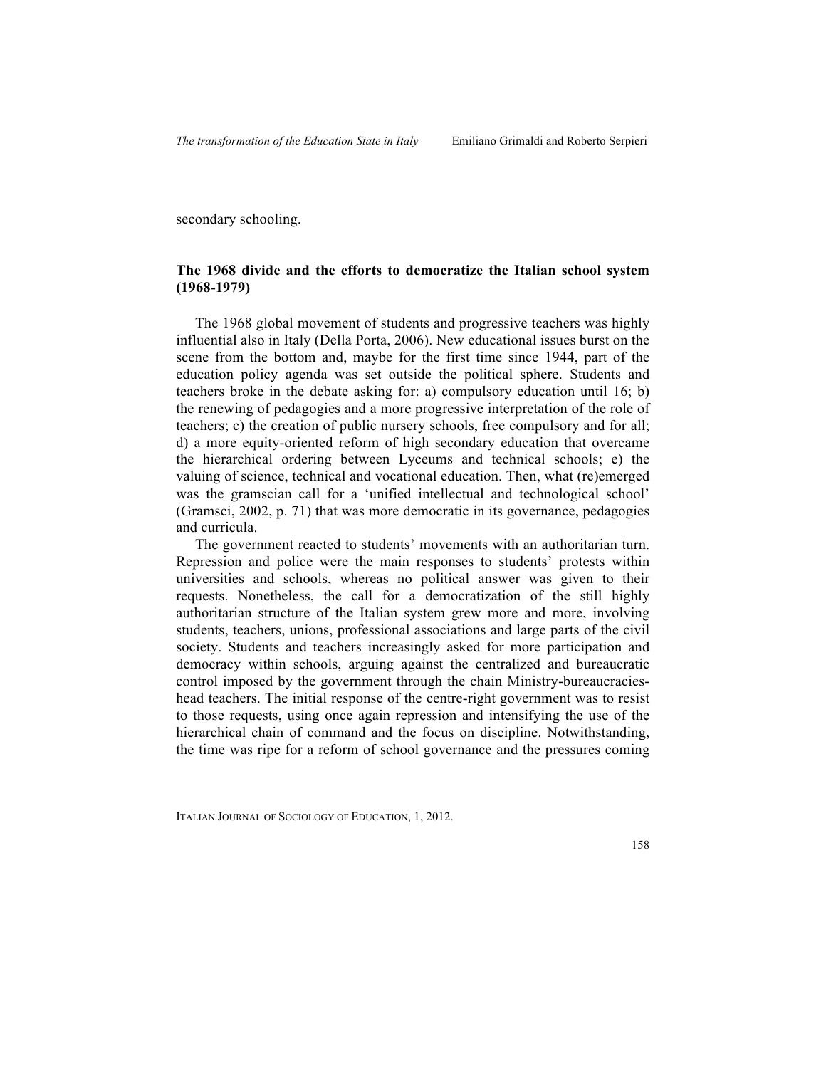secondary schooling.

## The 1968 divide and the efforts to democratize the Italian school system (1968-1979)

The 1968 global movement of students and progressive teachers was highly influential also in Italy (Della Porta, 2006). New educational issues burst on the scene from the bottom and, maybe for the first time since 1944, part of the education policy agenda was set outside the political sphere. Students and teachers broke in the debate asking for: a) compulsory education until 16; b) the renewing of pedagogies and a more progressive interpretation of the role of teachers; c) the creation of public nursery schools, free compulsory and for all; d) a more equity-oriented reform of high secondary education that overcame the hierarchical ordering between Lyceums and technical schools; e) the valuing of science, technical and vocational education. Then, what (re)emerged was the gramscian call for a 'unified intellectual and technological school' (Gramsci, 2002, p. 71) that was more democratic in its governance, pedagogies and curricula.

The government reacted to students' movements with an authoritarian turn. Repression and police were the main responses to students' protests within universities and schools, whereas no political answer was given to their requests. Nonetheless, the call for a democratization of the still highly authoritarian structure of the Italian system grew more and more, involving students, teachers, unions, professional associations and large parts of the civil society. Students and teachers increasingly asked for more participation and democracy within schools, arguing against the centralized and bureaucratic control imposed by the government through the chain Ministry-bureaucracies-head teachers. The initial response of the centre-right government was to resist to those requests, using once again repression and intensifying the use of the hierarchical chain of command and the focus on discipline. Notwithstanding, the time was ripe for a reform of school governance and the pressures coming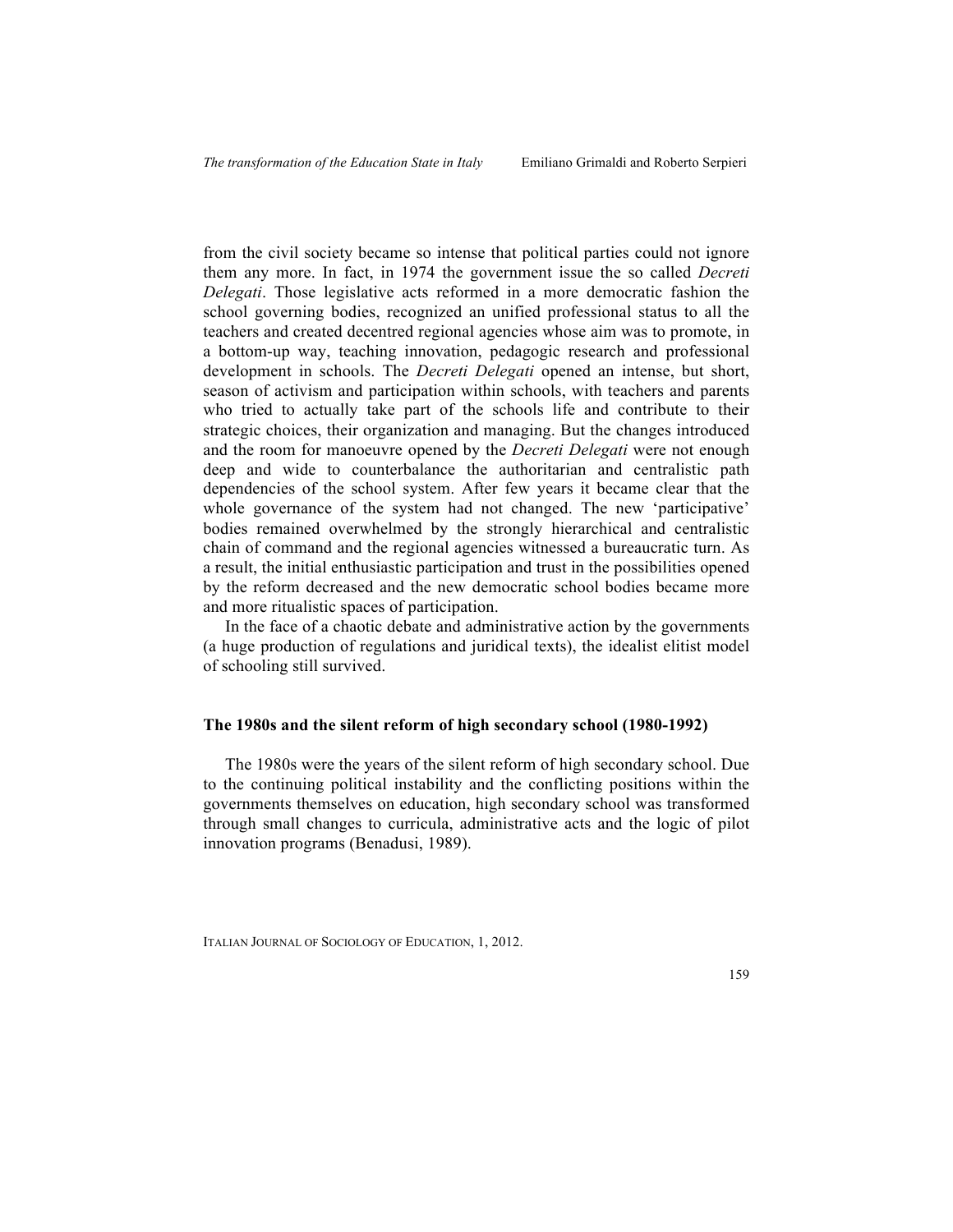from the civil society became so intense that political parties could not ignore them any more. In fact, in 1974 the government issue the so called *Decreti Delegati*. Those legislative acts reformed in a more democratic fashion the school governing bodies, recognized an unified professional status to all the teachers and created decentred regional agencies whose aim was to promote, in a bottom-up way, teaching innovation, pedagogic research and professional development in schools. The *Decreti Delegati* opened an intense, but short, season of activism and participation within schools, with teachers and parents who tried to actually take part of the schools life and contribute to their strategic choices, their organization and managing. But the changes introduced and the room for manoeuvre opened by the *Decreti Delegati* were not enough deep and wide to counterbalance the authoritarian and centralistic path dependencies of the school system. After few years it became clear that the whole governance of the system had not changed. The new 'participative' bodies remained overwhelmed by the strongly hierarchical and centralistic chain of command and the regional agencies witnessed a bureaucratic turn. As a result, the initial enthusiastic participation and trust in the possibilities opened by the reform decreased and the new democratic school bodies became more and more ritualistic spaces of participation.

In the face of a chaotic debate and administrative action by the governments (a huge production of regulations and juridical texts), the idealist elitist model of schooling still survived.

## The 1980s and the silent reform of high secondary school (1980-1992)

The 1980s were the years of the silent reform of high secondary school. Due to the continuing political instability and the conflicting positions within the governments themselves on education, high secondary school was transformed through small changes to curricula, administrative acts and the logic of pilot innovation programs (Benadusi, 1989).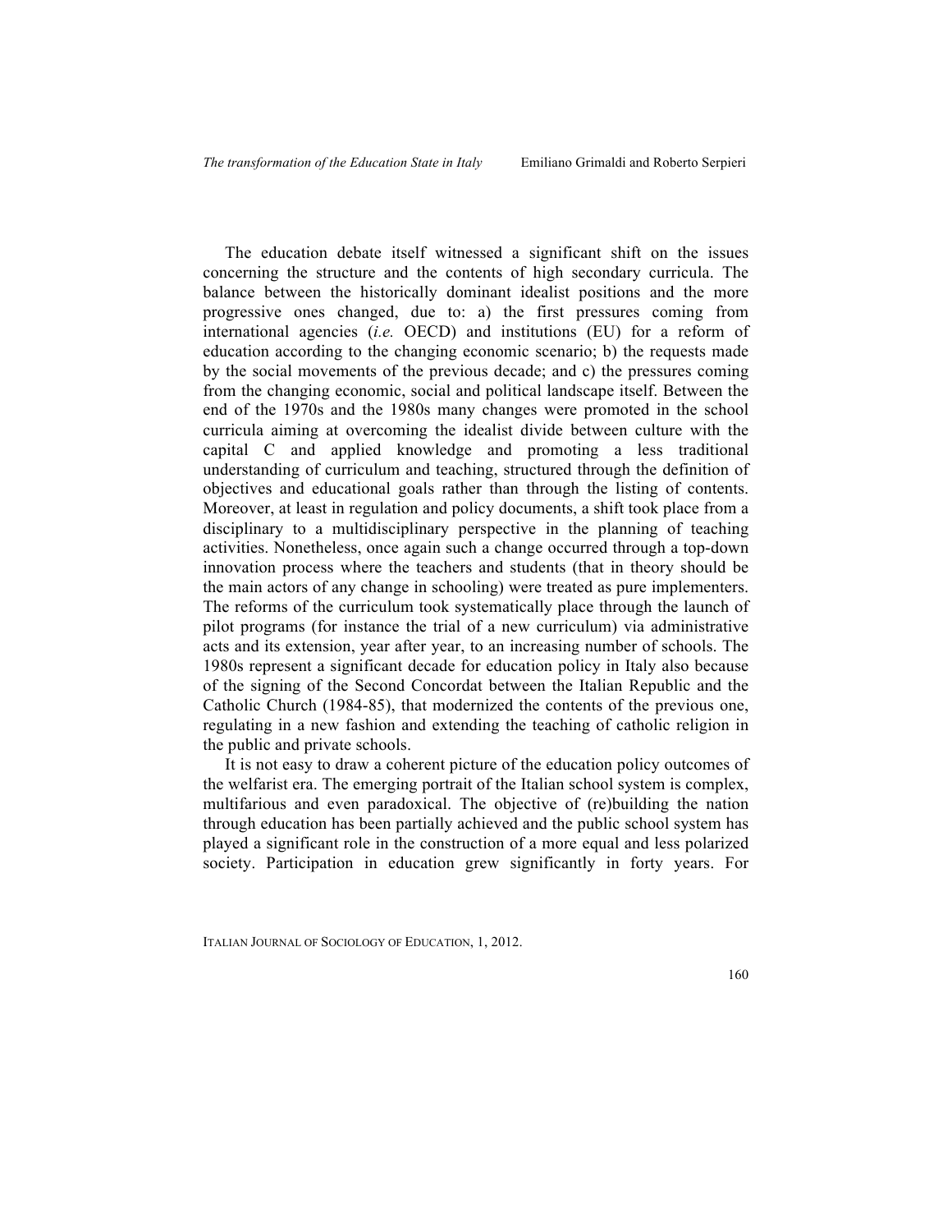The education debate itself witnessed a significant shift on the issues concerning the structure and the contents of high secondary curricula. The balance between the historically dominant idealist positions and the more progressive ones changed, due to: a) the first pressures coming from international agencies (*i.e.* OECD) and institutions (EU) for a reform of education according to the changing economic scenario; b) the requests made by the social movements of the previous decade; and c) the pressures coming from the changing economic, social and political landscape itself. Between the end of the 1970s and the 1980s many changes were promoted in the school curricula aiming at overcoming the idealist divide between culture with the capital C and applied knowledge and promoting a less traditional understanding of curriculum and teaching, structured through the definition of objectives and educational goals rather than through the listing of contents. Moreover, at least in regulation and policy documents, a shift took place from a disciplinary to a multidisciplinary perspective in the planning of teaching activities. Nonetheless, once again such a change occurred through a top-down innovation process where the teachers and students (that in theory should be the main actors of any change in schooling) were treated as pure implementers. The reforms of the curriculum took systematically place through the launch of pilot programs (for instance the trial of a new curriculum) via administrative acts and its extension, year after year, to an increasing number of schools. The 1980s represent a significant decade for education policy in Italy also because of the signing of the Second Concordat between the Italian Republic and the Catholic Church (1984-85), that modernized the contents of the previous one, regulating in a new fashion and extending the teaching of catholic religion in the public and private schools.

It is not easy to draw a coherent picture of the education policy outcomes of the welfarist era. The emerging portrait of the Italian school system is complex, multifarious and even paradoxical. The objective of (re)building the nation through education has been partially achieved and the public school system has played a significant role in the construction of a more equal and less polarized society. Participation in education grew significantly in forty years. For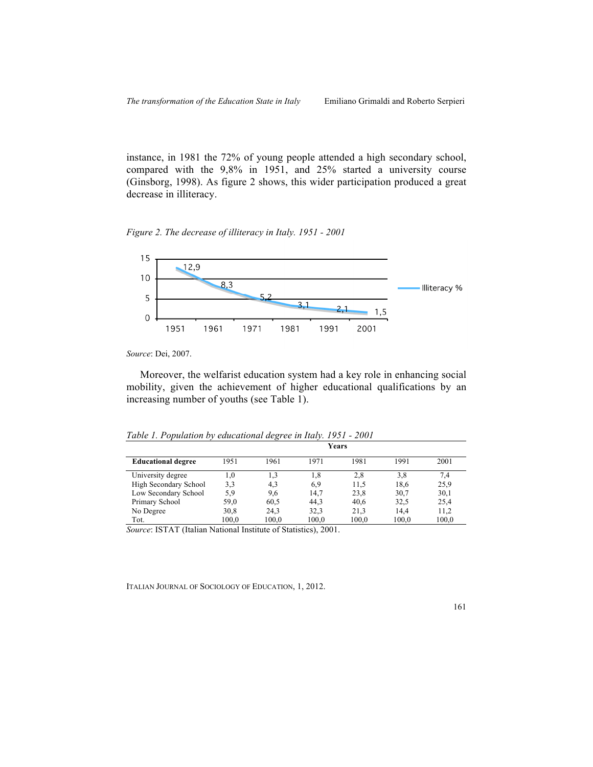instance, in 1981 the 72% of young people attended a high secondary school, compared with the 9,8% in 1951, and 25% started a university course (Ginsborg, 1998). As figure 2 shows, this wider participation produced a great decrease in illiteracy.

*Figure 2. The decrease of illiteracy in Italy. 1951 - 2001*

| Year | Illiteracy % |
|---|---|
| 1951 | 12,9 |
| 1961 | 8,3 |
| 1971 | 5,2 |
| 1981 | 3,1 |
| 1991 | 2,1 |
| 2001 | 1,5 |

*Source*: Dei, 2007.

Moreover, the welfarist education system had a key role in enhancing social mobility, given the achievement of higher educational qualifications by an increasing number of youths (see Table 1).

*Table 1. Population by educational degree in Italy. 1951 - 2001*

| | **Years** | | | | | |
|---|---|---|---|---|---|---|
| **Educational degree** | 1951 | 1961 | 1971 | 1981 | 1991 | 2001 |
| University degree | 1,0 | 1,3 | 1,8 | 2,8 | 3,8 | 7,4 |
| High Secondary School | 3,3 | 4,3 | 6,9 | 11,5 | 18,6 | 25,9 |
| Low Secondary School | 5,9 | 9,6 | 14,7 | 23,8 | 30,7 | 30,1 |
| Primary School | 59,0 | 60,5 | 44,3 | 40,6 | 32,5 | 25,4 |
| No Degree | 30,8 | 24,3 | 32,3 | 21,3 | 14,4 | 11,2 |
| Tot. | 100,0 | 100,0 | 100,0 | 100,0 | 100,0 | 100,0 |

*Source*: ISTAT (Italian National Institute of Statistics), 2001.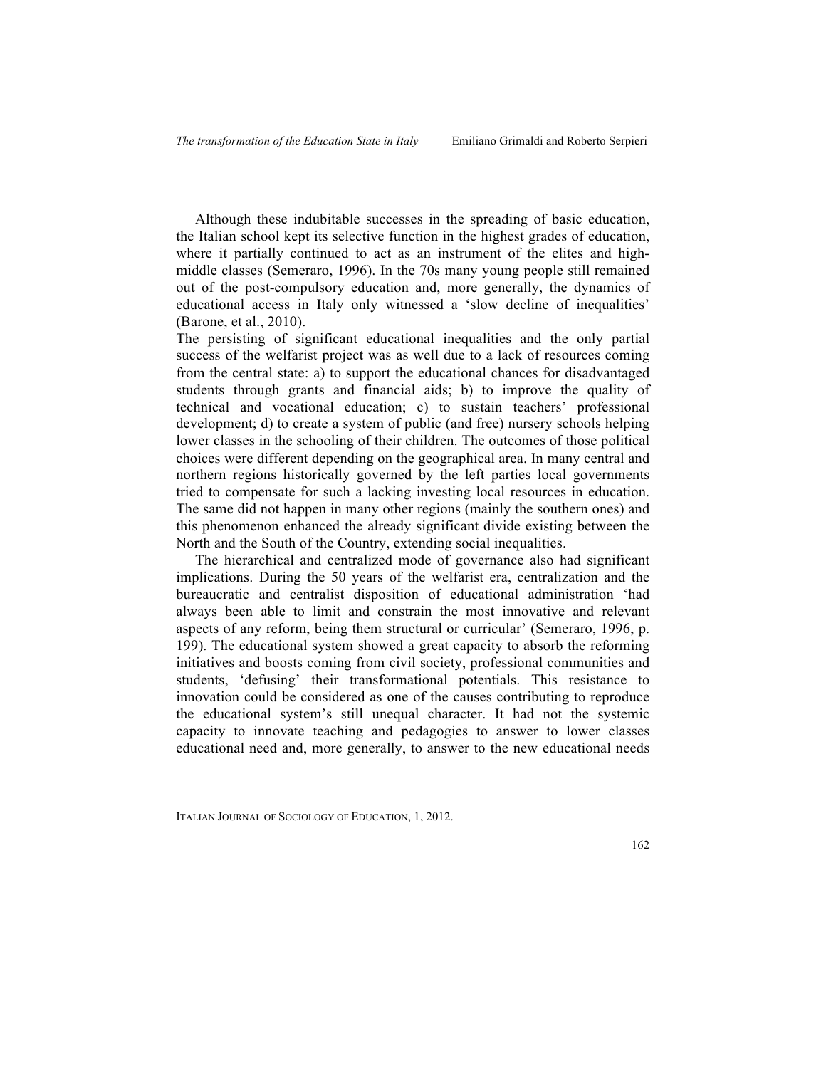Although these indubitable successes in the spreading of basic education, the Italian school kept its selective function in the highest grades of education, where it partially continued to act as an instrument of the elites and high-middle classes (Semeraro, 1996). In the 70s many young people still remained out of the post-compulsory education and, more generally, the dynamics of educational access in Italy only witnessed a 'slow decline of inequalities' (Barone, et al., 2010).

The persisting of significant educational inequalities and the only partial success of the welfarist project was as well due to a lack of resources coming from the central state: a) to support the educational chances for disadvantaged students through grants and financial aids; b) to improve the quality of technical and vocational education; c) to sustain teachers' professional development; d) to create a system of public (and free) nursery schools helping lower classes in the schooling of their children. The outcomes of those political choices were different depending on the geographical area. In many central and northern regions historically governed by the left parties local governments tried to compensate for such a lacking investing local resources in education. The same did not happen in many other regions (mainly the southern ones) and this phenomenon enhanced the already significant divide existing between the North and the South of the Country, extending social inequalities.

The hierarchical and centralized mode of governance also had significant implications. During the 50 years of the welfarist era, centralization and the bureaucratic and centralist disposition of educational administration 'had always been able to limit and constrain the most innovative and relevant aspects of any reform, being them structural or curricular' (Semeraro, 1996, p. 199). The educational system showed a great capacity to absorb the reforming initiatives and boosts coming from civil society, professional communities and students, 'defusing' their transformational potentials. This resistance to innovation could be considered as one of the causes contributing to reproduce the educational system's still unequal character. It had not the systemic capacity to innovate teaching and pedagogies to answer to lower classes educational need and, more generally, to answer to the new educational needs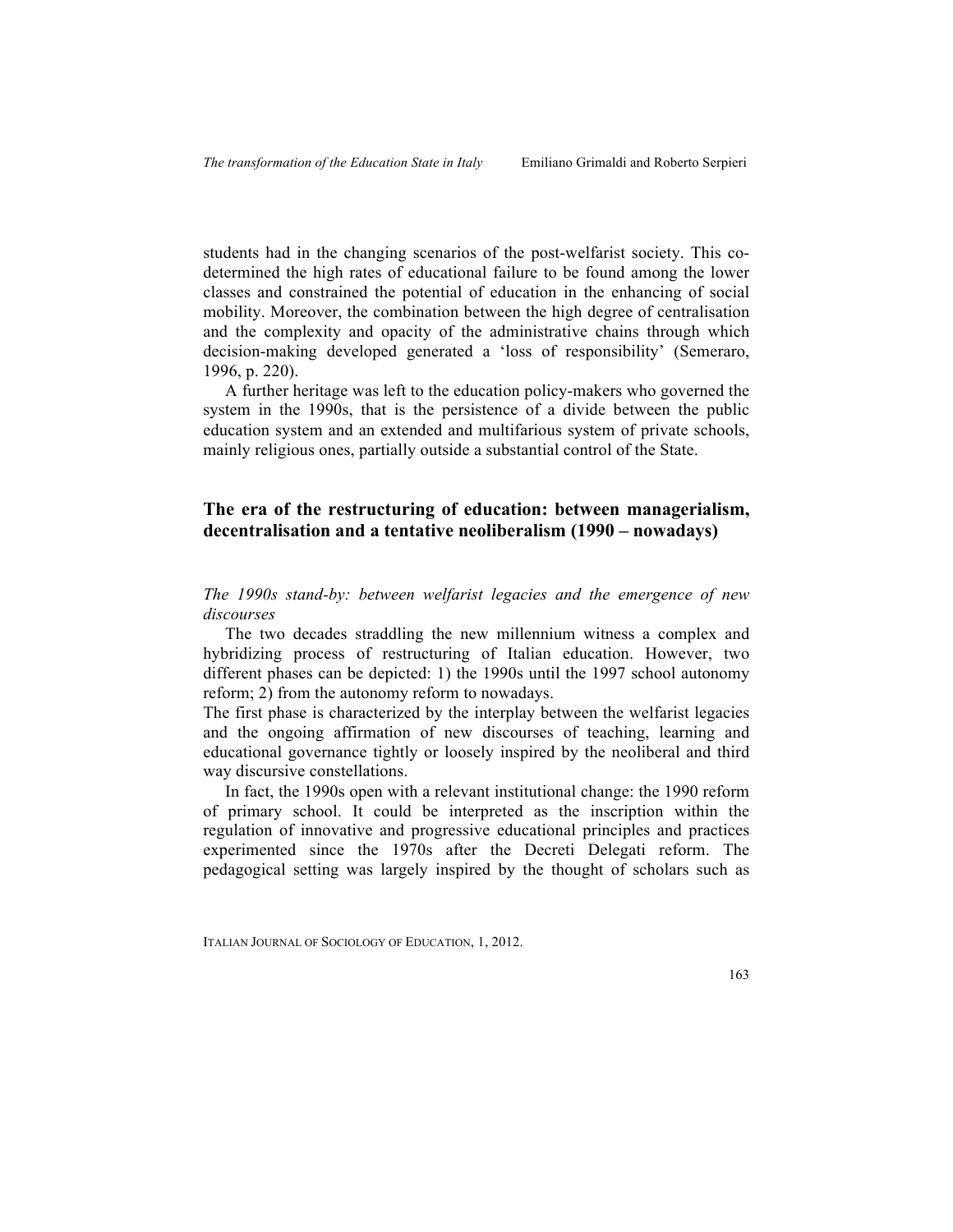students had in the changing scenarios of the post-welfarist society. This co-determined the high rates of educational failure to be found among the lower classes and constrained the potential of education in the enhancing of social mobility. Moreover, the combination between the high degree of centralisation and the complexity and opacity of the administrative chains through which decision-making developed generated a 'loss of responsibility' (Semeraro, 1996, p. 220).

A further heritage was left to the education policy-makers who governed the system in the 1990s, that is the persistence of a divide between the public education system and an extended and multifarious system of private schools, mainly religious ones, partially outside a substantial control of the State.

## The era of the restructuring of education: between managerialism, decentralisation and a tentative neoliberalism (1990 – nowadays)

### *The 1990s stand-by: between welfarist legacies and the emergence of new discourses*

The two decades straddling the new millennium witness a complex and hybridizing process of restructuring of Italian education. However, two different phases can be depicted: 1) the 1990s until the 1997 school autonomy reform; 2) from the autonomy reform to nowadays.

The first phase is characterized by the interplay between the welfarist legacies and the ongoing affirmation of new discourses of teaching, learning and educational governance tightly or loosely inspired by the neoliberal and third way discursive constellations.

In fact, the 1990s open with a relevant institutional change: the 1990 reform of primary school. It could be interpreted as the inscription within the regulation of innovative and progressive educational principles and practices experimented since the 1970s after the Decreti Delegati reform. The pedagogical setting was largely inspired by the thought of scholars such as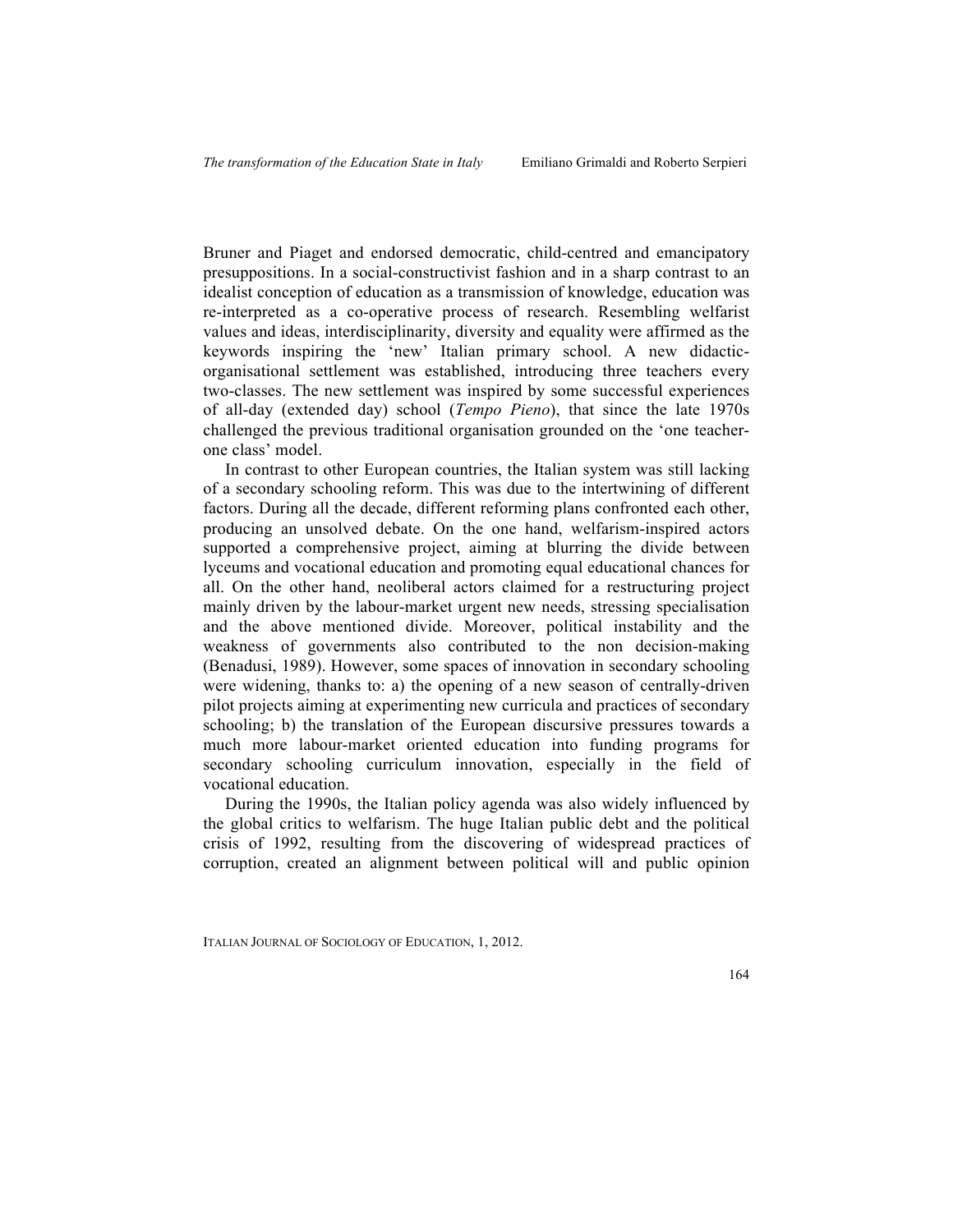Bruner and Piaget and endorsed democratic, child-centred and emancipatory presuppositions. In a social-constructivist fashion and in a sharp contrast to an idealist conception of education as a transmission of knowledge, education was re-interpreted as a co-operative process of research. Resembling welfarist values and ideas, interdisciplinarity, diversity and equality were affirmed as the keywords inspiring the 'new' Italian primary school. A new didactic-organisational settlement was established, introducing three teachers every two-classes. The new settlement was inspired by some successful experiences of all-day (extended day) school (*Tempo Pieno*), that since the late 1970s challenged the previous traditional organisation grounded on the 'one teacher-one class' model.

In contrast to other European countries, the Italian system was still lacking of a secondary schooling reform. This was due to the intertwining of different factors. During all the decade, different reforming plans confronted each other, producing an unsolved debate. On the one hand, welfarism-inspired actors supported a comprehensive project, aiming at blurring the divide between lyceums and vocational education and promoting equal educational chances for all. On the other hand, neoliberal actors claimed for a restructuring project mainly driven by the labour-market urgent new needs, stressing specialisation and the above mentioned divide. Moreover, political instability and the weakness of governments also contributed to the non decision-making (Benadusi, 1989). However, some spaces of innovation in secondary schooling were widening, thanks to: a) the opening of a new season of centrally-driven pilot projects aiming at experimenting new curricula and practices of secondary schooling; b) the translation of the European discursive pressures towards a much more labour-market oriented education into funding programs for secondary schooling curriculum innovation, especially in the field of vocational education.

During the 1990s, the Italian policy agenda was also widely influenced by the global critics to welfarism. The huge Italian public debt and the political crisis of 1992, resulting from the discovering of widespread practices of corruption, created an alignment between political will and public opinion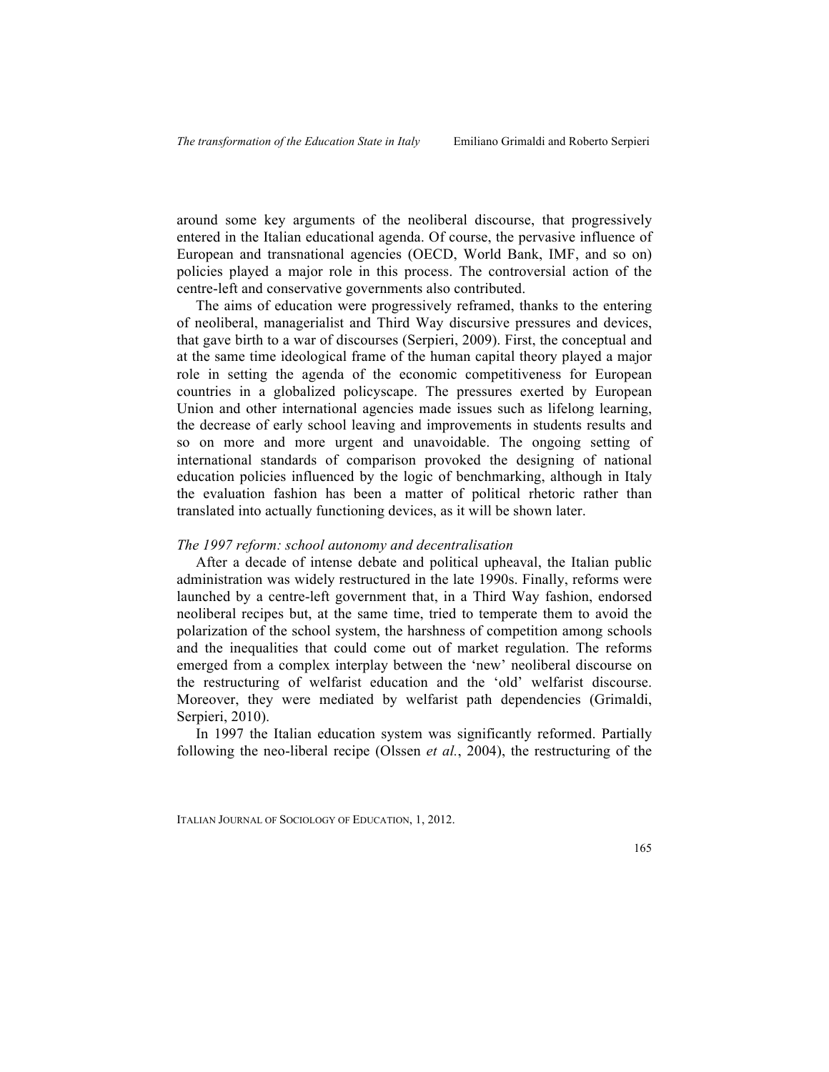around some key arguments of the neoliberal discourse, that progressively entered in the Italian educational agenda. Of course, the pervasive influence of European and transnational agencies (OECD, World Bank, IMF, and so on) policies played a major role in this process. The controversial action of the centre-left and conservative governments also contributed.

The aims of education were progressively reframed, thanks to the entering of neoliberal, managerialist and Third Way discursive pressures and devices, that gave birth to a war of discourses (Serpieri, 2009). First, the conceptual and at the same time ideological frame of the human capital theory played a major role in setting the agenda of the economic competitiveness for European countries in a globalized policyscape. The pressures exerted by European Union and other international agencies made issues such as lifelong learning, the decrease of early school leaving and improvements in students results and so on more and more urgent and unavoidable. The ongoing setting of international standards of comparison provoked the designing of national education policies influenced by the logic of benchmarking, although in Italy the evaluation fashion has been a matter of political rhetoric rather than translated into actually functioning devices, as it will be shown later.

*The 1997 reform: school autonomy and decentralisation*

After a decade of intense debate and political upheaval, the Italian public administration was widely restructured in the late 1990s. Finally, reforms were launched by a centre-left government that, in a Third Way fashion, endorsed neoliberal recipes but, at the same time, tried to temperate them to avoid the polarization of the school system, the harshness of competition among schools and the inequalities that could come out of market regulation. The reforms emerged from a complex interplay between the 'new' neoliberal discourse on the restructuring of welfarist education and the 'old' welfarist discourse. Moreover, they were mediated by welfarist path dependencies (Grimaldi, Serpieri, 2010).

In 1997 the Italian education system was significantly reformed. Partially following the neo-liberal recipe (Olssen *et al.*, 2004), the restructuring of the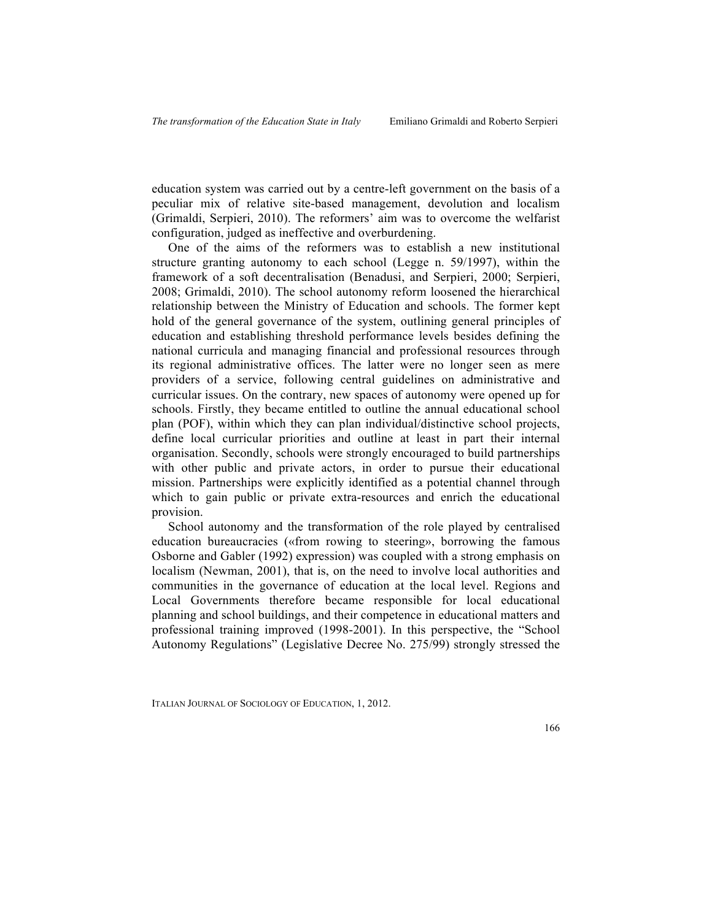education system was carried out by a centre-left government on the basis of a peculiar mix of relative site-based management, devolution and localism (Grimaldi, Serpieri, 2010). The reformers' aim was to overcome the welfarist configuration, judged as ineffective and overburdening.

One of the aims of the reformers was to establish a new institutional structure granting autonomy to each school (Legge n. 59/1997), within the framework of a soft decentralisation (Benadusi, and Serpieri, 2000; Serpieri, 2008; Grimaldi, 2010). The school autonomy reform loosened the hierarchical relationship between the Ministry of Education and schools. The former kept hold of the general governance of the system, outlining general principles of education and establishing threshold performance levels besides defining the national curricula and managing financial and professional resources through its regional administrative offices. The latter were no longer seen as mere providers of a service, following central guidelines on administrative and curricular issues. On the contrary, new spaces of autonomy were opened up for schools. Firstly, they became entitled to outline the annual educational school plan (POF), within which they can plan individual/distinctive school projects, define local curricular priorities and outline at least in part their internal organisation. Secondly, schools were strongly encouraged to build partnerships with other public and private actors, in order to pursue their educational mission. Partnerships were explicitly identified as a potential channel through which to gain public or private extra-resources and enrich the educational provision.

School autonomy and the transformation of the role played by centralised education bureaucracies («from rowing to steering», borrowing the famous Osborne and Gabler (1992) expression) was coupled with a strong emphasis on localism (Newman, 2001), that is, on the need to involve local authorities and communities in the governance of education at the local level. Regions and Local Governments therefore became responsible for local educational planning and school buildings, and their competence in educational matters and professional training improved (1998-2001). In this perspective, the "School Autonomy Regulations" (Legislative Decree No. 275/99) strongly stressed the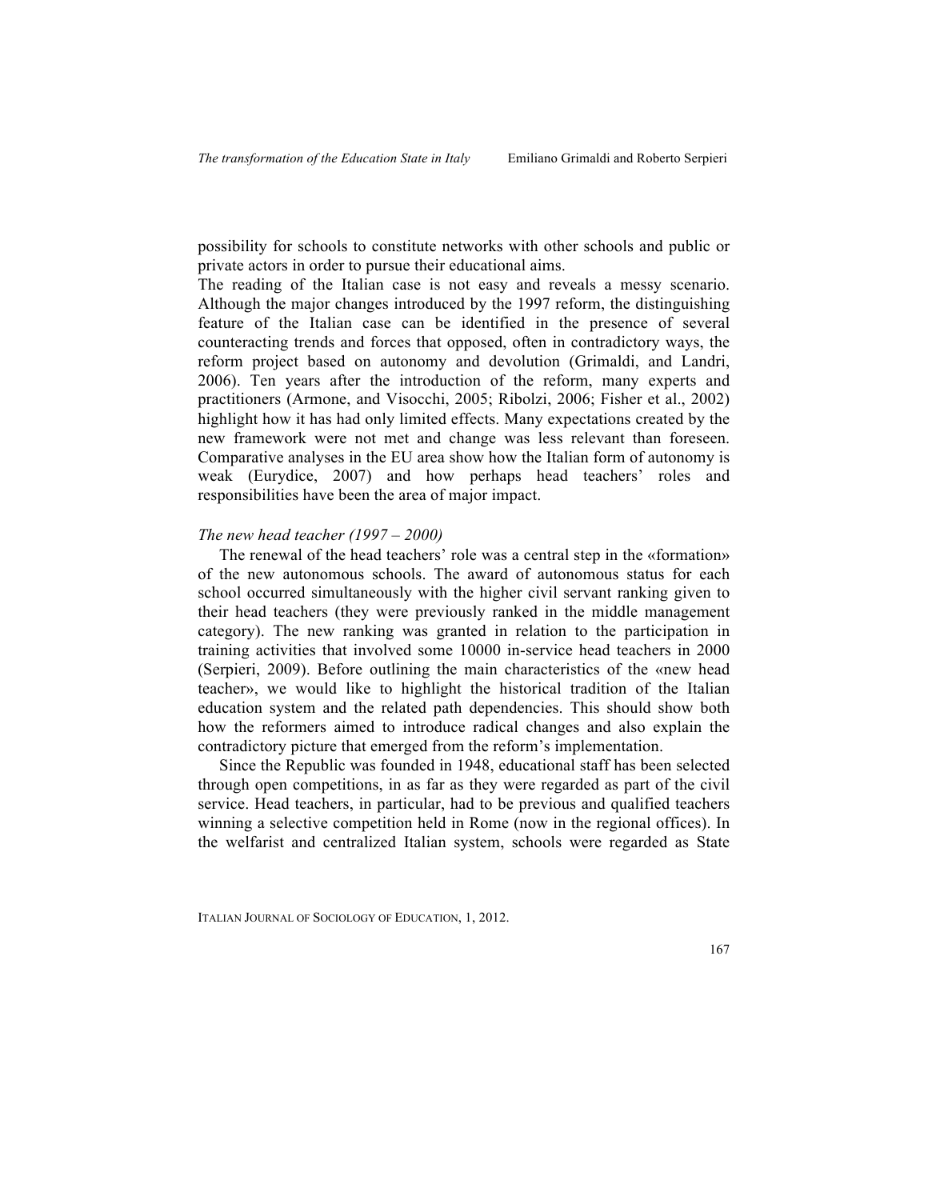possibility for schools to constitute networks with other schools and public or private actors in order to pursue their educational aims.

The reading of the Italian case is not easy and reveals a messy scenario. Although the major changes introduced by the 1997 reform, the distinguishing feature of the Italian case can be identified in the presence of several counteracting trends and forces that opposed, often in contradictory ways, the reform project based on autonomy and devolution (Grimaldi, and Landri, 2006). Ten years after the introduction of the reform, many experts and practitioners (Armone, and Visocchi, 2005; Ribolzi, 2006; Fisher et al., 2002) highlight how it has had only limited effects. Many expectations created by the new framework were not met and change was less relevant than foreseen. Comparative analyses in the EU area show how the Italian form of autonomy is weak (Eurydice, 2007) and how perhaps head teachers' roles and responsibilities have been the area of major impact.

*The new head teacher (1997 – 2000)*

The renewal of the head teachers' role was a central step in the «formation» of the new autonomous schools. The award of autonomous status for each school occurred simultaneously with the higher civil servant ranking given to their head teachers (they were previously ranked in the middle management category). The new ranking was granted in relation to the participation in training activities that involved some 10000 in-service head teachers in 2000 (Serpieri, 2009). Before outlining the main characteristics of the «new head teacher», we would like to highlight the historical tradition of the Italian education system and the related path dependencies. This should show both how the reformers aimed to introduce radical changes and also explain the contradictory picture that emerged from the reform's implementation.

Since the Republic was founded in 1948, educational staff has been selected through open competitions, in as far as they were regarded as part of the civil service. Head teachers, in particular, had to be previous and qualified teachers winning a selective competition held in Rome (now in the regional offices). In the welfarist and centralized Italian system, schools were regarded as State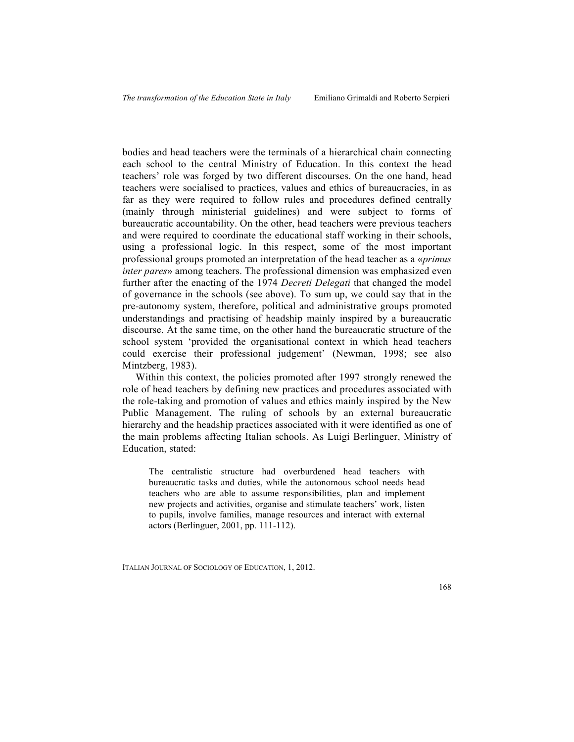bodies and head teachers were the terminals of a hierarchical chain connecting each school to the central Ministry of Education. In this context the head teachers' role was forged by two different discourses. On the one hand, head teachers were socialised to practices, values and ethics of bureaucracies, in as far as they were required to follow rules and procedures defined centrally (mainly through ministerial guidelines) and were subject to forms of bureaucratic accountability. On the other, head teachers were previous teachers and were required to coordinate the educational staff working in their schools, using a professional logic. In this respect, some of the most important professional groups promoted an interpretation of the head teacher as a «*primus inter pares*» among teachers. The professional dimension was emphasized even further after the enacting of the 1974 *Decreti Delegati* that changed the model of governance in the schools (see above). To sum up, we could say that in the pre-autonomy system, therefore, political and administrative groups promoted understandings and practising of headship mainly inspired by a bureaucratic discourse. At the same time, on the other hand the bureaucratic structure of the school system 'provided the organisational context in which head teachers could exercise their professional judgement' (Newman, 1998; see also Mintzberg, 1983).

Within this context, the policies promoted after 1997 strongly renewed the role of head teachers by defining new practices and procedures associated with the role-taking and promotion of values and ethics mainly inspired by the New Public Management. The ruling of schools by an external bureaucratic hierarchy and the headship practices associated with it were identified as one of the main problems affecting Italian schools. As Luigi Berlinguer, Ministry of Education, stated:

> The centralistic structure had overburdened head teachers with bureaucratic tasks and duties, while the autonomous school needs head teachers who are able to assume responsibilities, plan and implement new projects and activities, organise and stimulate teachers' work, listen to pupils, involve families, manage resources and interact with external actors (Berlinguer, 2001, pp. 111-112).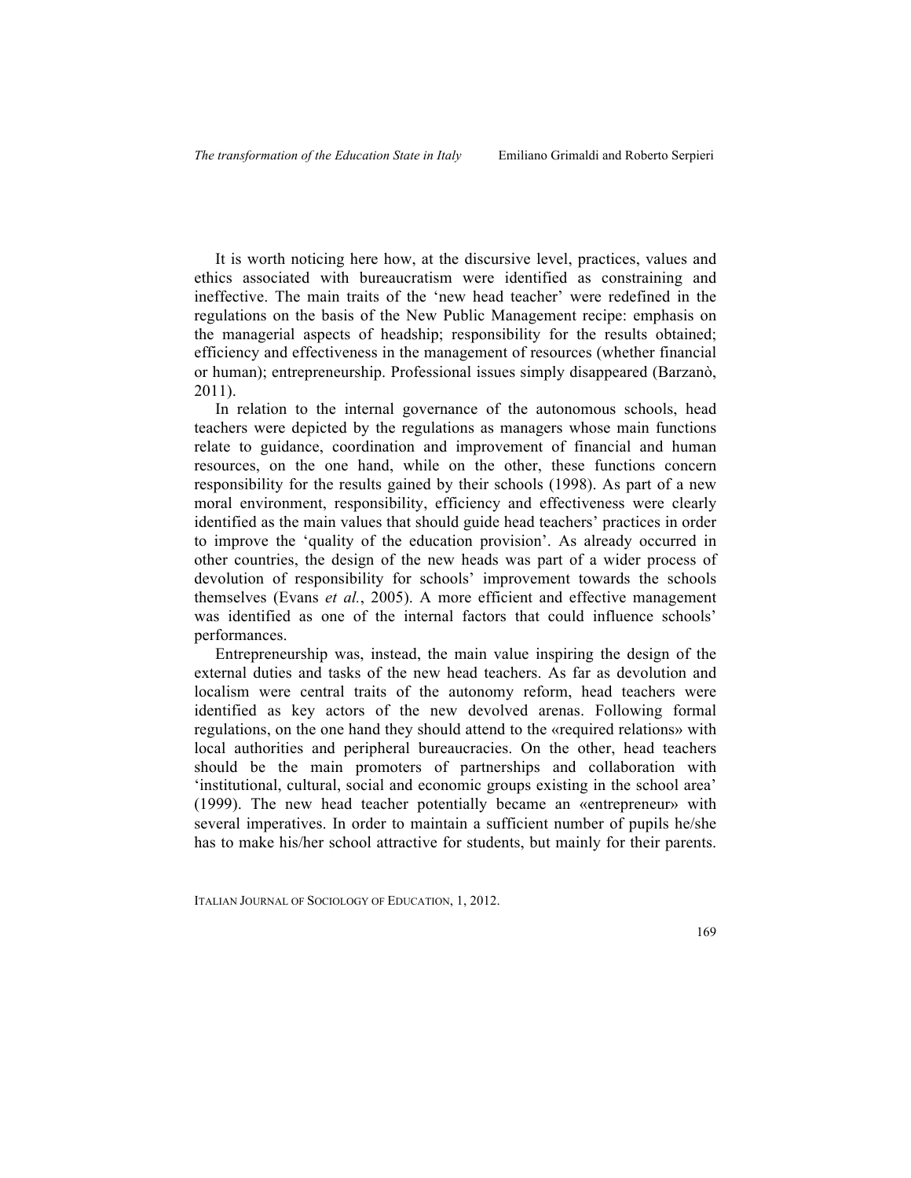It is worth noticing here how, at the discursive level, practices, values and ethics associated with bureaucratism were identified as constraining and ineffective. The main traits of the 'new head teacher' were redefined in the regulations on the basis of the New Public Management recipe: emphasis on the managerial aspects of headship; responsibility for the results obtained; efficiency and effectiveness in the management of resources (whether financial or human); entrepreneurship. Professional issues simply disappeared (Barzanò, 2011).

In relation to the internal governance of the autonomous schools, head teachers were depicted by the regulations as managers whose main functions relate to guidance, coordination and improvement of financial and human resources, on the one hand, while on the other, these functions concern responsibility for the results gained by their schools (1998). As part of a new moral environment, responsibility, efficiency and effectiveness were clearly identified as the main values that should guide head teachers' practices in order to improve the 'quality of the education provision'. As already occurred in other countries, the design of the new heads was part of a wider process of devolution of responsibility for schools' improvement towards the schools themselves (Evans *et al.*, 2005). A more efficient and effective management was identified as one of the internal factors that could influence schools' performances.

Entrepreneurship was, instead, the main value inspiring the design of the external duties and tasks of the new head teachers. As far as devolution and localism were central traits of the autonomy reform, head teachers were identified as key actors of the new devolved arenas. Following formal regulations, on the one hand they should attend to the «required relations» with local authorities and peripheral bureaucracies. On the other, head teachers should be the main promoters of partnerships and collaboration with 'institutional, cultural, social and economic groups existing in the school area' (1999). The new head teacher potentially became an «entrepreneur» with several imperatives. In order to maintain a sufficient number of pupils he/she has to make his/her school attractive for students, but mainly for their parents.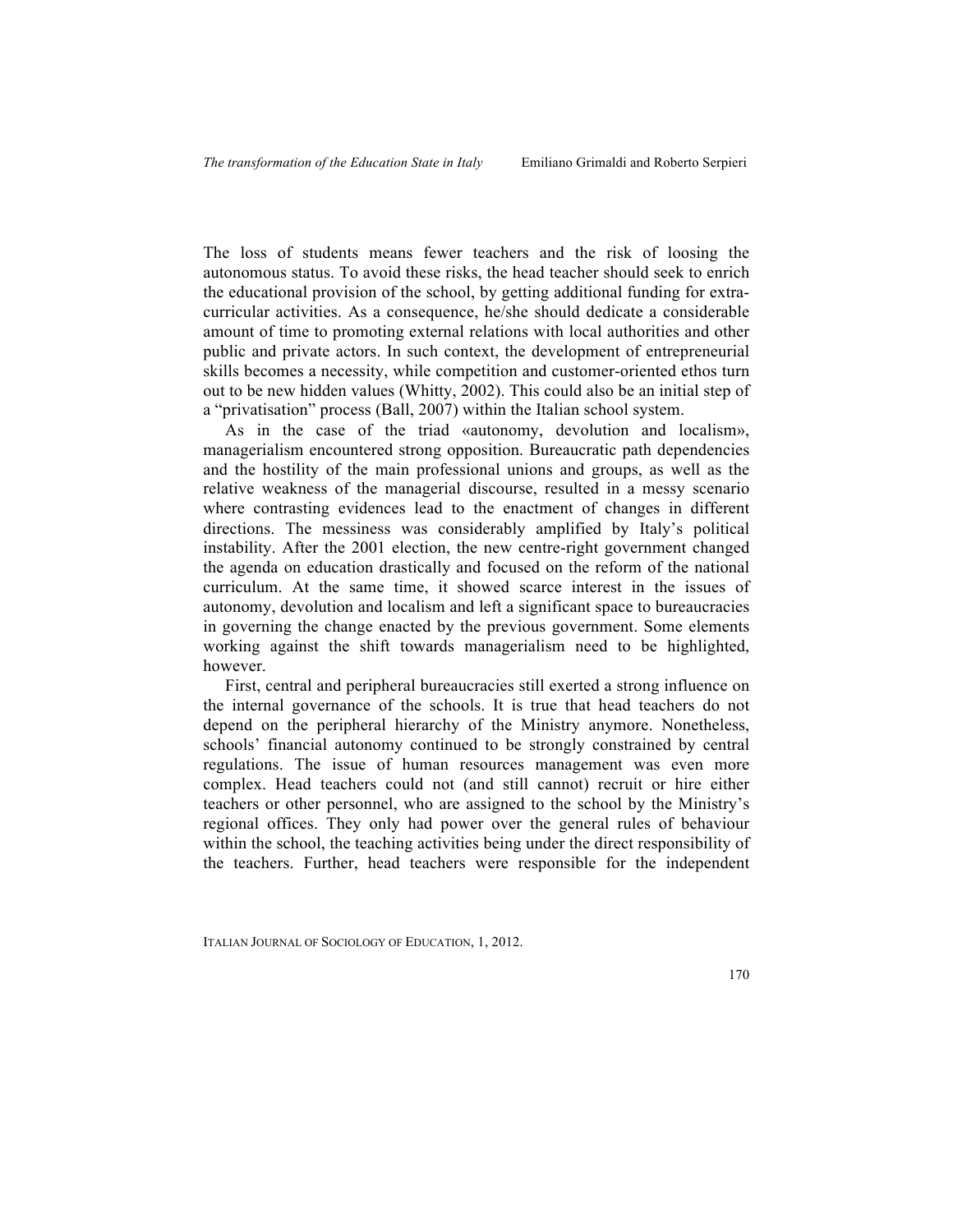The loss of students means fewer teachers and the risk of loosing the autonomous status. To avoid these risks, the head teacher should seek to enrich the educational provision of the school, by getting additional funding for extra-curricular activities. As a consequence, he/she should dedicate a considerable amount of time to promoting external relations with local authorities and other public and private actors. In such context, the development of entrepreneurial skills becomes a necessity, while competition and customer-oriented ethos turn out to be new hidden values (Whitty, 2002). This could also be an initial step of a "privatisation" process (Ball, 2007) within the Italian school system.

As in the case of the triad «autonomy, devolution and localism», managerialism encountered strong opposition. Bureaucratic path dependencies and the hostility of the main professional unions and groups, as well as the relative weakness of the managerial discourse, resulted in a messy scenario where contrasting evidences lead to the enactment of changes in different directions. The messiness was considerably amplified by Italy's political instability. After the 2001 election, the new centre-right government changed the agenda on education drastically and focused on the reform of the national curriculum. At the same time, it showed scarce interest in the issues of autonomy, devolution and localism and left a significant space to bureaucracies in governing the change enacted by the previous government. Some elements working against the shift towards managerialism need to be highlighted, however.

First, central and peripheral bureaucracies still exerted a strong influence on the internal governance of the schools. It is true that head teachers do not depend on the peripheral hierarchy of the Ministry anymore. Nonetheless, schools' financial autonomy continued to be strongly constrained by central regulations. The issue of human resources management was even more complex. Head teachers could not (and still cannot) recruit or hire either teachers or other personnel, who are assigned to the school by the Ministry's regional offices. They only had power over the general rules of behaviour within the school, the teaching activities being under the direct responsibility of the teachers. Further, head teachers were responsible for the independent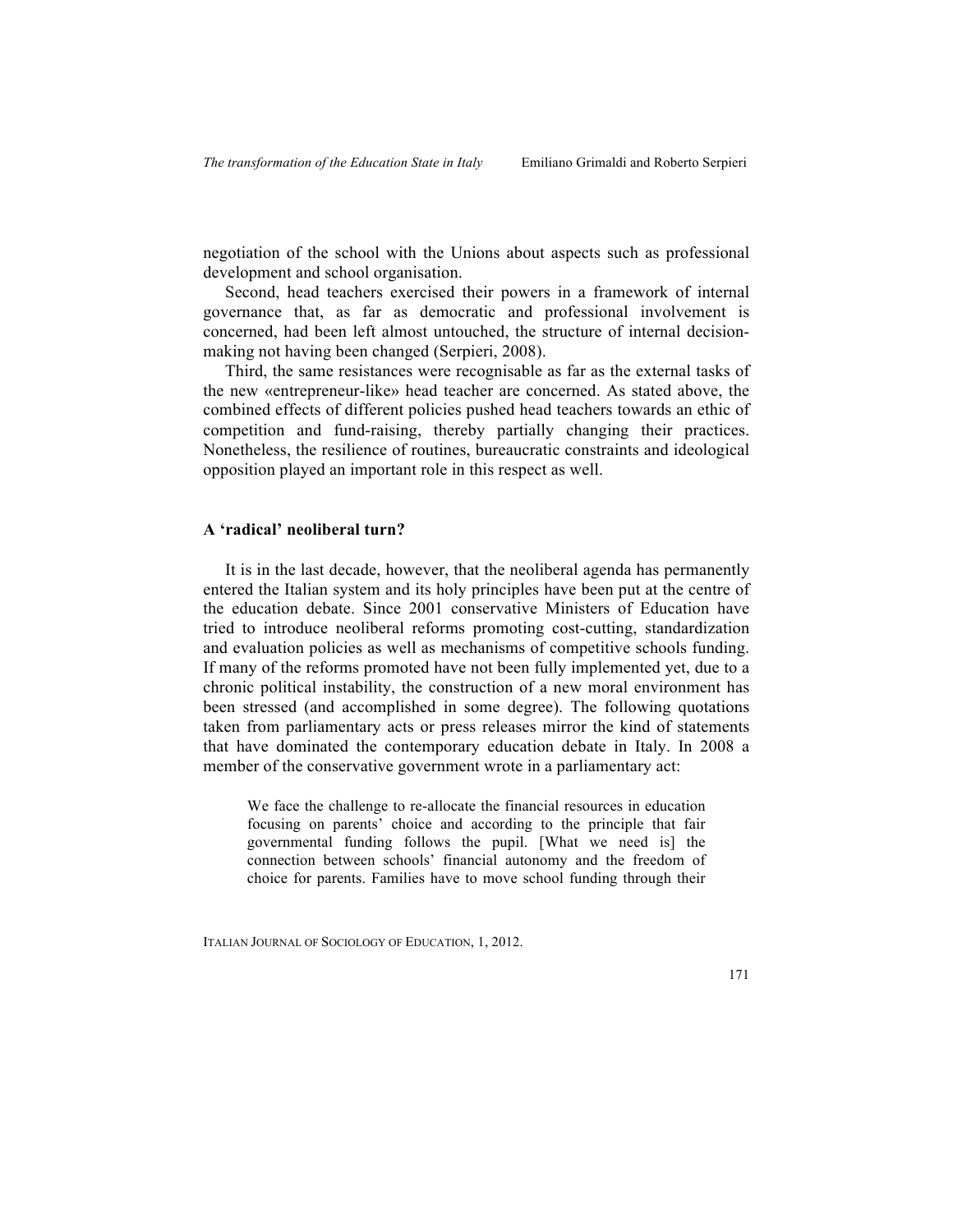negotiation of the school with the Unions about aspects such as professional development and school organisation.

Second, head teachers exercised their powers in a framework of internal governance that, as far as democratic and professional involvement is concerned, had been left almost untouched, the structure of internal decision-making not having been changed (Serpieri, 2008).

Third, the same resistances were recognisable as far as the external tasks of the new «entrepreneur-like» head teacher are concerned. As stated above, the combined effects of different policies pushed head teachers towards an ethic of competition and fund-raising, thereby partially changing their practices. Nonetheless, the resilience of routines, bureaucratic constraints and ideological opposition played an important role in this respect as well.

## A 'radical' neoliberal turn?

It is in the last decade, however, that the neoliberal agenda has permanently entered the Italian system and its holy principles have been put at the centre of the education debate. Since 2001 conservative Ministers of Education have tried to introduce neoliberal reforms promoting cost-cutting, standardization and evaluation policies as well as mechanisms of competitive schools funding. If many of the reforms promoted have not been fully implemented yet, due to a chronic political instability, the construction of a new moral environment has been stressed (and accomplished in some degree). The following quotations taken from parliamentary acts or press releases mirror the kind of statements that have dominated the contemporary education debate in Italy. In 2008 a member of the conservative government wrote in a parliamentary act:

> We face the challenge to re-allocate the financial resources in education focusing on parents' choice and according to the principle that fair governmental funding follows the pupil. [What we need is] the connection between schools' financial autonomy and the freedom of choice for parents. Families have to move school funding through their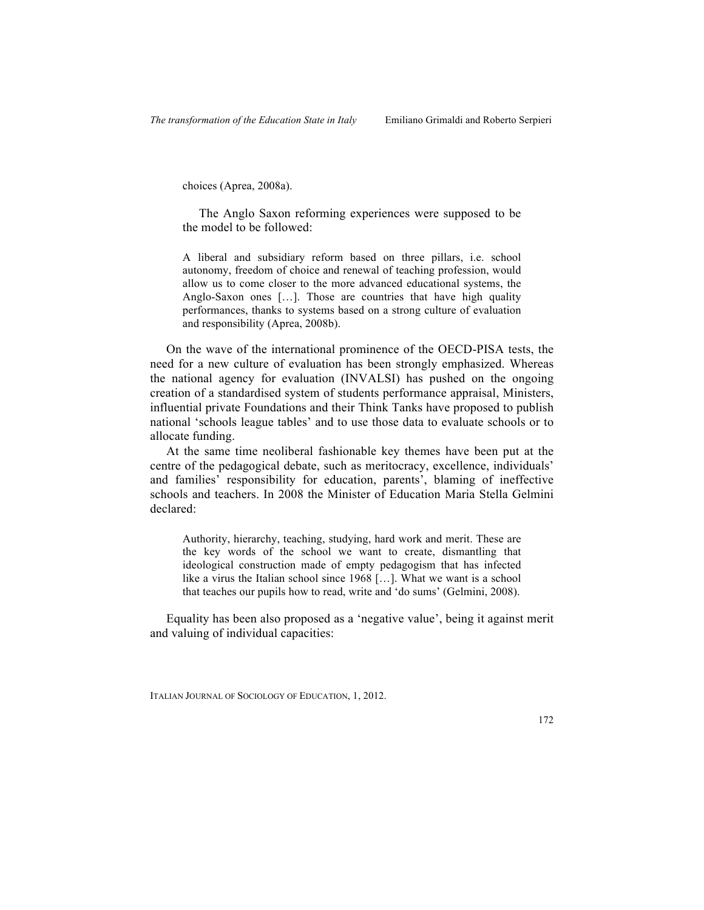choices (Aprea, 2008a).

The Anglo Saxon reforming experiences were supposed to be the model to be followed:

> A liberal and subsidiary reform based on three pillars, i.e. school autonomy, freedom of choice and renewal of teaching profession, would allow us to come closer to the more advanced educational systems, the Anglo-Saxon ones […]. Those are countries that have high quality performances, thanks to systems based on a strong culture of evaluation and responsibility (Aprea, 2008b).

On the wave of the international prominence of the OECD-PISA tests, the need for a new culture of evaluation has been strongly emphasized. Whereas the national agency for evaluation (INVALSI) has pushed on the ongoing creation of a standardised system of students performance appraisal, Ministers, influential private Foundations and their Think Tanks have proposed to publish national 'schools league tables' and to use those data to evaluate schools or to allocate funding.

At the same time neoliberal fashionable key themes have been put at the centre of the pedagogical debate, such as meritocracy, excellence, individuals' and families' responsibility for education, parents', blaming of ineffective schools and teachers. In 2008 the Minister of Education Maria Stella Gelmini declared:

> Authority, hierarchy, teaching, studying, hard work and merit. These are the key words of the school we want to create, dismantling that ideological construction made of empty pedagogism that has infected like a virus the Italian school since 1968 […]. What we want is a school that teaches our pupils how to read, write and 'do sums' (Gelmini, 2008).

Equality has been also proposed as a 'negative value', being it against merit and valuing of individual capacities: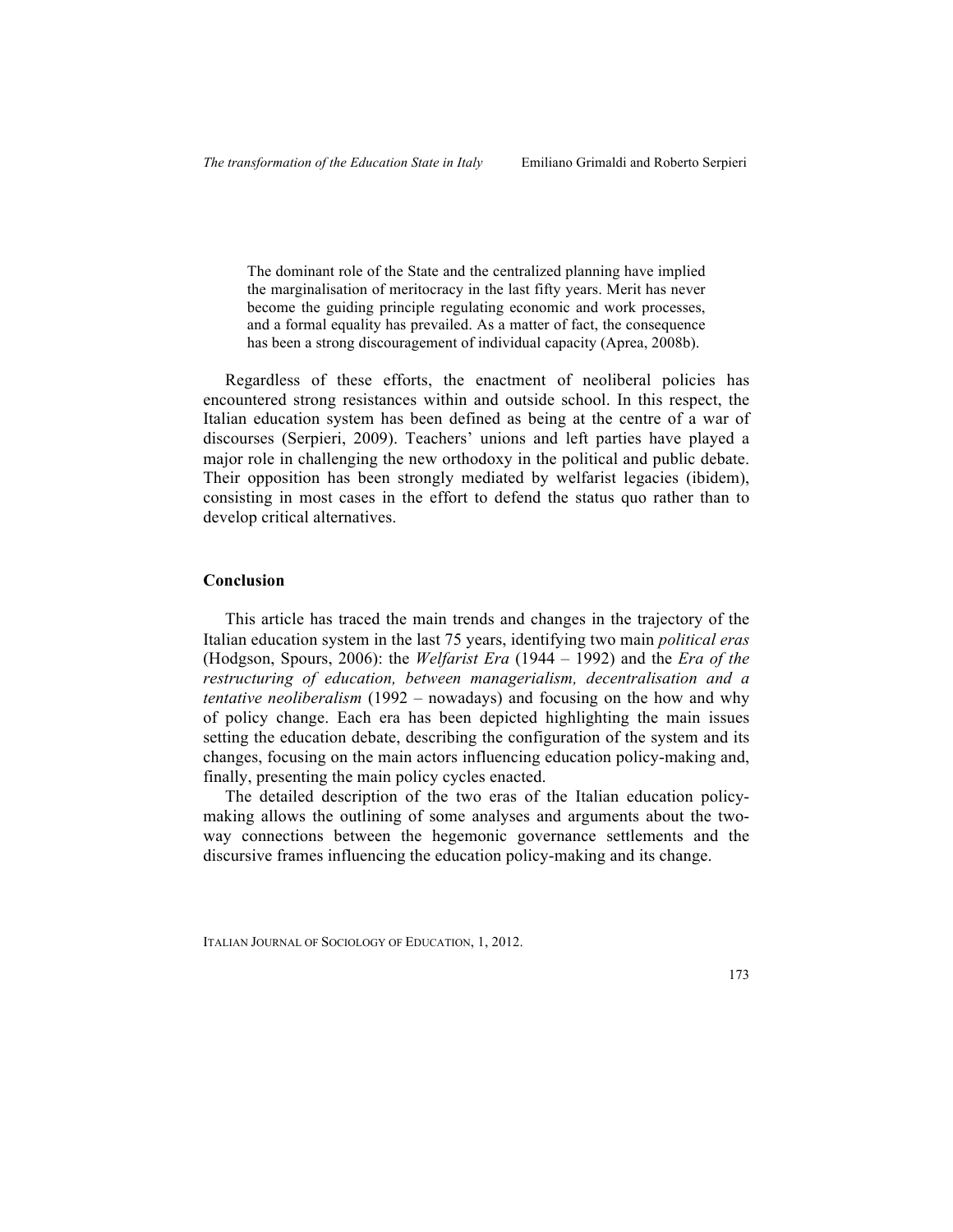> The dominant role of the State and the centralized planning have implied the marginalisation of meritocracy in the last fifty years. Merit has never become the guiding principle regulating economic and work processes, and a formal equality has prevailed. As a matter of fact, the consequence has been a strong discouragement of individual capacity (Aprea, 2008b).

Regardless of these efforts, the enactment of neoliberal policies has encountered strong resistances within and outside school. In this respect, the Italian education system has been defined as being at the centre of a war of discourses (Serpieri, 2009). Teachers' unions and left parties have played a major role in challenging the new orthodoxy in the political and public debate. Their opposition has been strongly mediated by welfarist legacies (ibidem), consisting in most cases in the effort to defend the status quo rather than to develop critical alternatives.

## Conclusion

This article has traced the main trends and changes in the trajectory of the Italian education system in the last 75 years, identifying two main *political eras* (Hodgson, Spours, 2006): the *Welfarist Era* (1944 – 1992) and the *Era of the restructuring of education, between managerialism, decentralisation and a tentative neoliberalism* (1992 – nowadays) and focusing on the how and why of policy change. Each era has been depicted highlighting the main issues setting the education debate, describing the configuration of the system and its changes, focusing on the main actors influencing education policy-making and, finally, presenting the main policy cycles enacted.

The detailed description of the two eras of the Italian education policy-making allows the outlining of some analyses and arguments about the two-way connections between the hegemonic governance settlements and the discursive frames influencing the education policy-making and its change.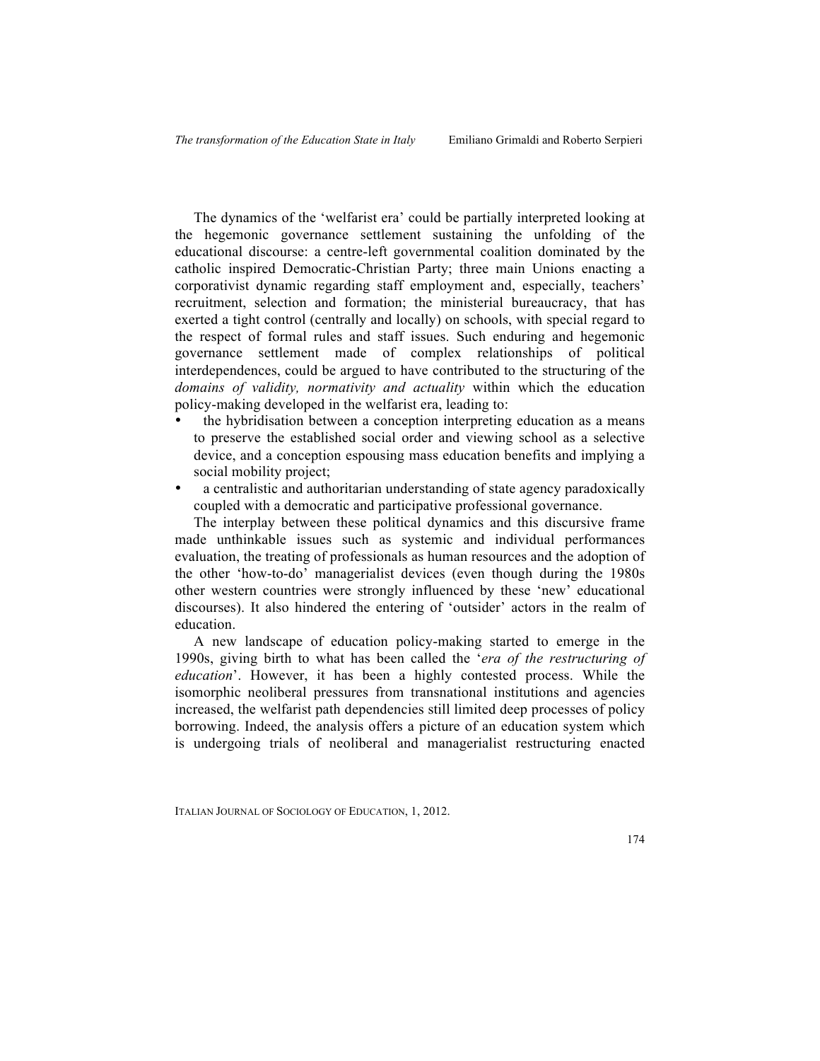The dynamics of the 'welfarist era' could be partially interpreted looking at the hegemonic governance settlement sustaining the unfolding of the educational discourse: a centre-left governmental coalition dominated by the catholic inspired Democratic-Christian Party; three main Unions enacting a corporativist dynamic regarding staff employment and, especially, teachers' recruitment, selection and formation; the ministerial bureaucracy, that has exerted a tight control (centrally and locally) on schools, with special regard to the respect of formal rules and staff issues. Such enduring and hegemonic governance settlement made of complex relationships of political interdependences, could be argued to have contributed to the structuring of the *domains of validity, normativity and actuality* within which the education policy-making developed in the welfarist era, leading to:

- the hybridisation between a conception interpreting education as a means to preserve the established social order and viewing school as a selective device, and a conception espousing mass education benefits and implying a social mobility project;
- a centralistic and authoritarian understanding of state agency paradoxically coupled with a democratic and participative professional governance.

The interplay between these political dynamics and this discursive frame made unthinkable issues such as systemic and individual performances evaluation, the treating of professionals as human resources and the adoption of the other 'how-to-do' managerialist devices (even though during the 1980s other western countries were strongly influenced by these 'new' educational discourses). It also hindered the entering of 'outsider' actors in the realm of education.

A new landscape of education policy-making started to emerge in the 1990s, giving birth to what has been called the '*era of the restructuring of education*'. However, it has been a highly contested process. While the isomorphic neoliberal pressures from transnational institutions and agencies increased, the welfarist path dependencies still limited deep processes of policy borrowing. Indeed, the analysis offers a picture of an education system which is undergoing trials of neoliberal and managerialist restructuring enacted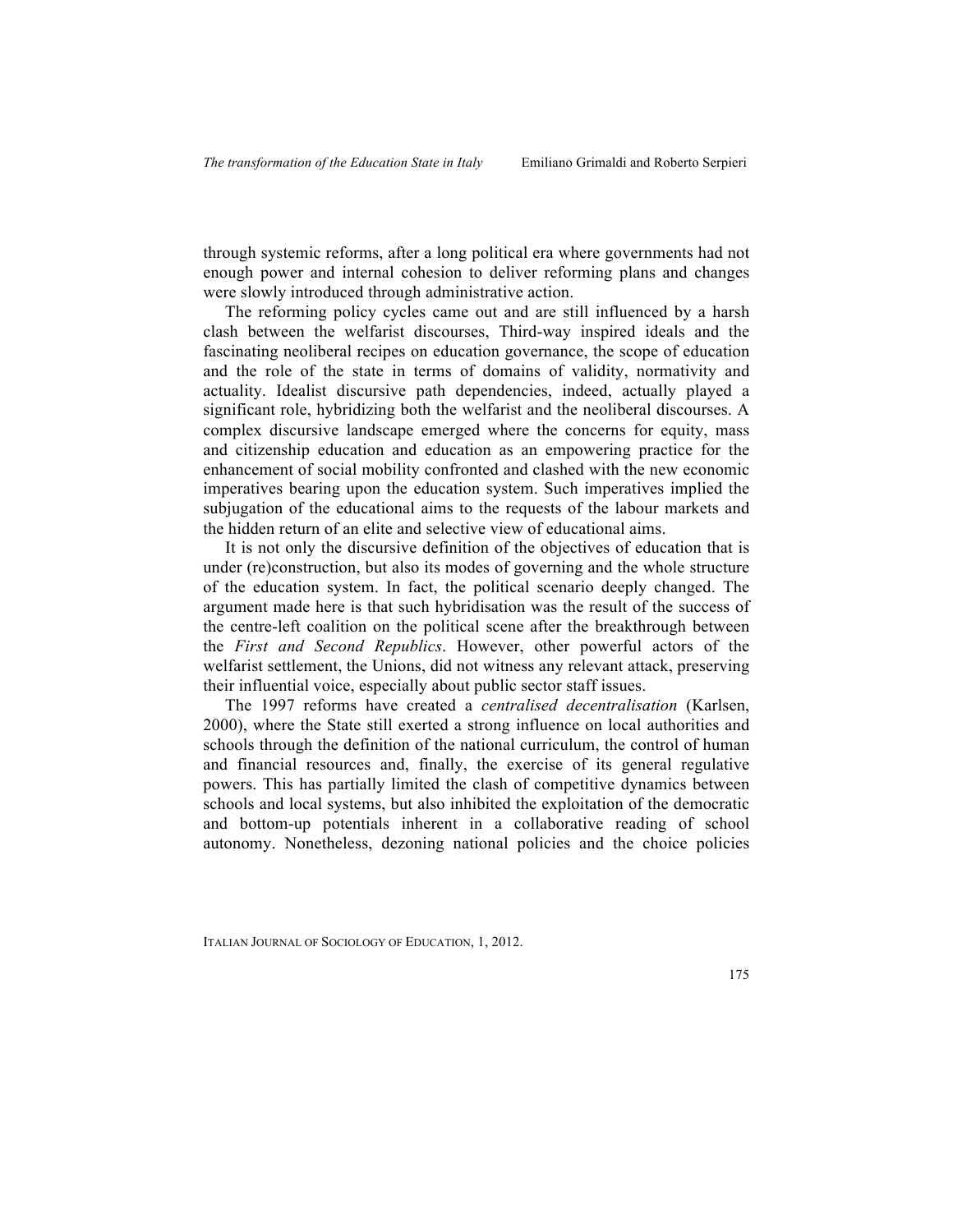through systemic reforms, after a long political era where governments had not enough power and internal cohesion to deliver reforming plans and changes were slowly introduced through administrative action.

The reforming policy cycles came out and are still influenced by a harsh clash between the welfarist discourses, Third-way inspired ideals and the fascinating neoliberal recipes on education governance, the scope of education and the role of the state in terms of domains of validity, normativity and actuality. Idealist discursive path dependencies, indeed, actually played a significant role, hybridizing both the welfarist and the neoliberal discourses. A complex discursive landscape emerged where the concerns for equity, mass and citizenship education and education as an empowering practice for the enhancement of social mobility confronted and clashed with the new economic imperatives bearing upon the education system. Such imperatives implied the subjugation of the educational aims to the requests of the labour markets and the hidden return of an elite and selective view of educational aims.

It is not only the discursive definition of the objectives of education that is under (re)construction, but also its modes of governing and the whole structure of the education system. In fact, the political scenario deeply changed. The argument made here is that such hybridisation was the result of the success of the centre-left coalition on the political scene after the breakthrough between the *First and Second Republics*. However, other powerful actors of the welfarist settlement, the Unions, did not witness any relevant attack, preserving their influential voice, especially about public sector staff issues.

The 1997 reforms have created a *centralised decentralisation* (Karlsen, 2000), where the State still exerted a strong influence on local authorities and schools through the definition of the national curriculum, the control of human and financial resources and, finally, the exercise of its general regulative powers. This has partially limited the clash of competitive dynamics between schools and local systems, but also inhibited the exploitation of the democratic and bottom-up potentials inherent in a collaborative reading of school autonomy. Nonetheless, dezoning national policies and the choice policies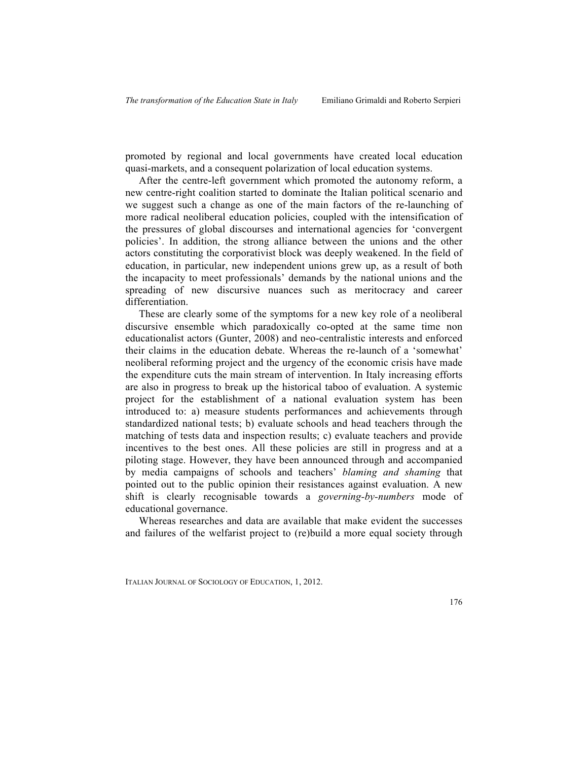promoted by regional and local governments have created local education quasi-markets, and a consequent polarization of local education systems.

After the centre-left government which promoted the autonomy reform, a new centre-right coalition started to dominate the Italian political scenario and we suggest such a change as one of the main factors of the re-launching of more radical neoliberal education policies, coupled with the intensification of the pressures of global discourses and international agencies for 'convergent policies'. In addition, the strong alliance between the unions and the other actors constituting the corporativist block was deeply weakened. In the field of education, in particular, new independent unions grew up, as a result of both the incapacity to meet professionals' demands by the national unions and the spreading of new discursive nuances such as meritocracy and career differentiation.

These are clearly some of the symptoms for a new key role of a neoliberal discursive ensemble which paradoxically co-opted at the same time non educationalist actors (Gunter, 2008) and neo-centralistic interests and enforced their claims in the education debate. Whereas the re-launch of a 'somewhat' neoliberal reforming project and the urgency of the economic crisis have made the expenditure cuts the main stream of intervention. In Italy increasing efforts are also in progress to break up the historical taboo of evaluation. A systemic project for the establishment of a national evaluation system has been introduced to: a) measure students performances and achievements through standardized national tests; b) evaluate schools and head teachers through the matching of tests data and inspection results; c) evaluate teachers and provide incentives to the best ones. All these policies are still in progress and at a piloting stage. However, they have been announced through and accompanied by media campaigns of schools and teachers' *blaming and shaming* that pointed out to the public opinion their resistances against evaluation. A new shift is clearly recognisable towards a *governing-by-numbers* mode of educational governance.

Whereas researches and data are available that make evident the successes and failures of the welfarist project to (re)build a more equal society through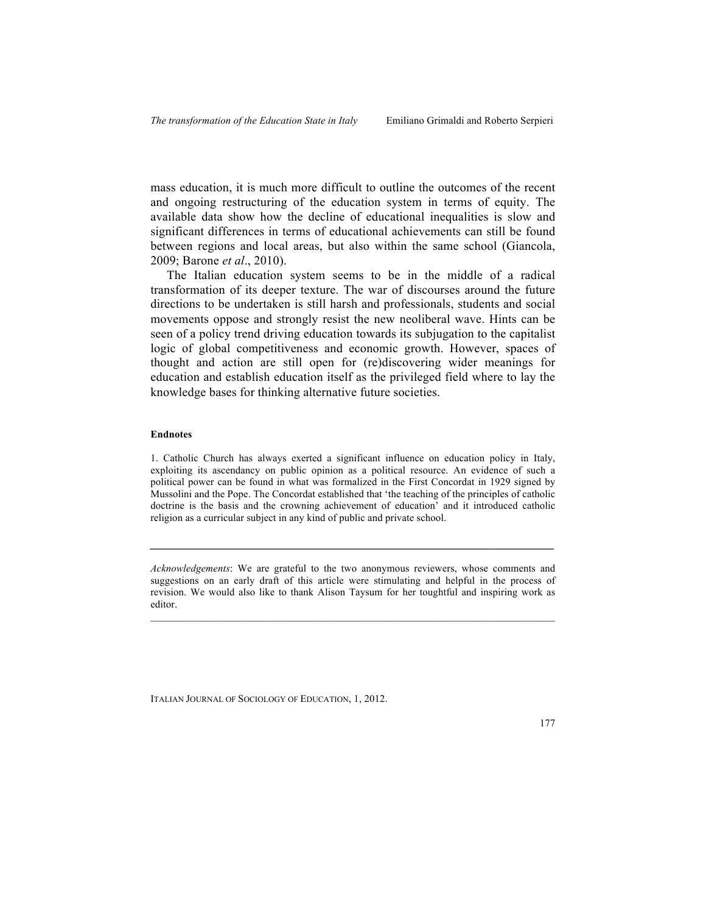mass education, it is much more difficult to outline the outcomes of the recent and ongoing restructuring of the education system in terms of equity. The available data show how the decline of educational inequalities is slow and significant differences in terms of educational achievements can still be found between regions and local areas, but also within the same school (Giancola, 2009; Barone *et al*., 2010).

The Italian education system seems to be in the middle of a radical transformation of its deeper texture. The war of discourses around the future directions to be undertaken is still harsh and professionals, students and social movements oppose and strongly resist the new neoliberal wave. Hints can be seen of a policy trend driving education towards its subjugation to the capitalist logic of global competitiveness and economic growth. However, spaces of thought and action are still open for (re)discovering wider meanings for education and establish education itself as the privileged field where to lay the knowledge bases for thinking alternative future societies.

#### Endnotes

1. Catholic Church has always exerted a significant influence on education policy in Italy, exploiting its ascendancy on public opinion as a political resource. An evidence of such a political power can be found in what was formalized in the First Concordat in 1929 signed by Mussolini and the Pope. The Concordat established that 'the teaching of the principles of catholic doctrine is the basis and the crowning achievement of education' and it introduced catholic religion as a curricular subject in any kind of public and private school.

---

*Acknowledgements*: We are grateful to the two anonymous reviewers, whose comments and suggestions on an early draft of this article were stimulating and helpful in the process of revision. We would also like to thank Alison Taysum for her toughtful and inspiring work as editor.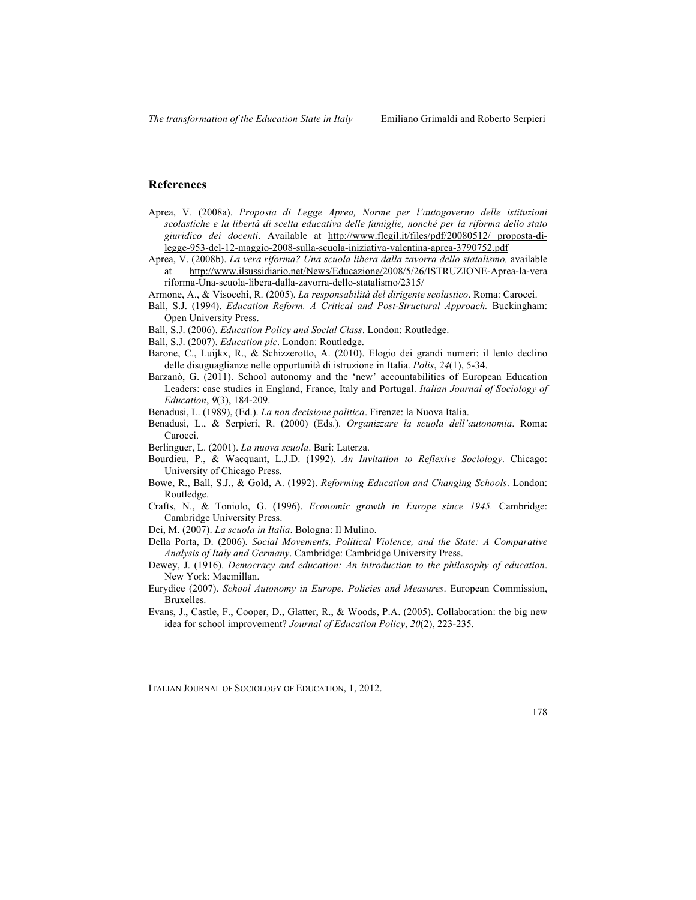## References

Aprea, V. (2008a). *Proposta di Legge Aprea, Norme per l'autogoverno delle istituzioni scolastiche e la libertà di scelta educativa delle famiglie, nonché per la riforma dello stato giuridico dei docenti*. Available at http://www.flcgil.it/files/pdf/20080512/ proposta-di-legge-953-del-12-maggio-2008-sulla-scuola-iniziativa-valentina-aprea-3790752.pdf

Aprea, V. (2008b). *La vera riforma? Una scuola libera dalla zavorra dello statalismo,* available at http://www.ilsussidiario.net/News/Educazione/2008/5/26/ISTRUZIONE-Aprea-la-vera riforma-Una-scuola-libera-dalla-zavorra-dello-statalismo/2315/

Armone, A., & Visocchi, R. (2005). *La responsabilità del dirigente scolastico*. Roma: Carocci.

Ball, S.J. (1994). *Education Reform. A Critical and Post-Structural Approach.* Buckingham: Open University Press.

Ball, S.J. (2006). *Education Policy and Social Class*. London: Routledge.

Ball, S.J. (2007). *Education plc*. London: Routledge.

Barone, C., Luijkx, R., & Schizzerotto, A. (2010). Elogio dei grandi numeri: il lento declino delle disuguaglianze nelle opportunità di istruzione in Italia. *Polis*, *24*(1), 5-34.

Barzanò, G. (2011). School autonomy and the 'new' accountabilities of European Education Leaders: case studies in England, France, Italy and Portugal. *Italian Journal of Sociology of Education*, *9*(3), 184-209.

Benadusi, L. (1989), (Ed.). *La non decisione politica*. Firenze: la Nuova Italia.

Benadusi, L., & Serpieri, R. (2000) (Eds.). *Organizzare la scuola dell'autonomia*. Roma: Carocci.

Berlinguer, L. (2001). *La nuova scuola*. Bari: Laterza.

Bourdieu, P., & Wacquant, L.J.D. (1992). *An Invitation to Reflexive Sociology*. Chicago: University of Chicago Press.

Bowe, R., Ball, S.J., & Gold, A. (1992). *Reforming Education and Changing Schools*. London: Routledge.

Crafts, N., & Toniolo, G. (1996). *Economic growth in Europe since 1945.* Cambridge: Cambridge University Press.

Dei, M. (2007). *La scuola in Italia*. Bologna: Il Mulino.

Della Porta, D. (2006). *Social Movements, Political Violence, and the State: A Comparative Analysis of Italy and Germany*. Cambridge: Cambridge University Press.

Dewey, J. (1916). *Democracy and education: An introduction to the philosophy of education*. New York: Macmillan.

Eurydice (2007). *School Autonomy in Europe. Policies and Measures*. European Commission, Bruxelles.

Evans, J., Castle, F., Cooper, D., Glatter, R., & Woods, P.A. (2005). Collaboration: the big new idea for school improvement? *Journal of Education Policy*, *20*(2), 223-235.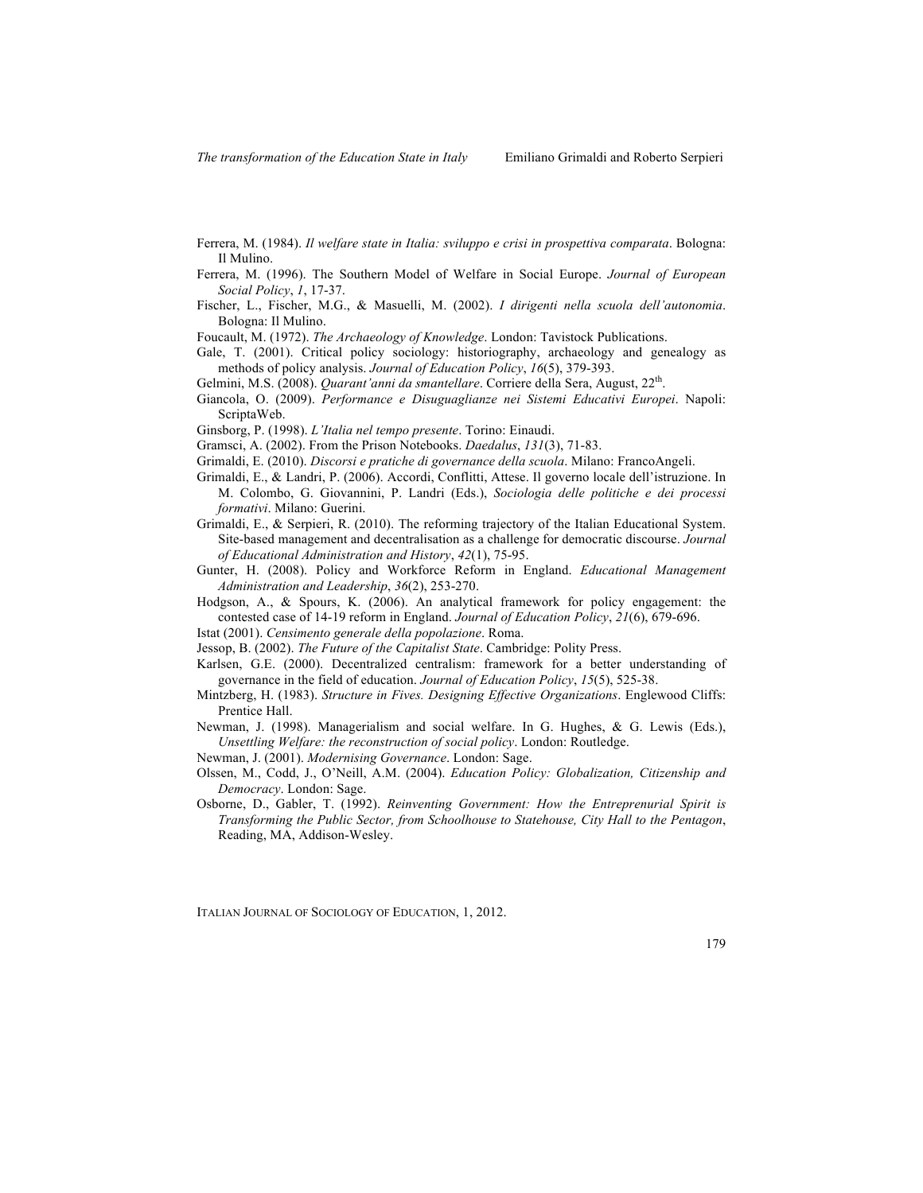Ferrera, M. (1984). *Il welfare state in Italia: sviluppo e crisi in prospettiva comparata*. Bologna: Il Mulino.

Ferrera, M. (1996). The Southern Model of Welfare in Social Europe. *Journal of European Social Policy*, *1*, 17-37.

Fischer, L., Fischer, M.G., & Masuelli, M. (2002). *I dirigenti nella scuola dell'autonomia*. Bologna: Il Mulino.

Foucault, M. (1972). *The Archaeology of Knowledge*. London: Tavistock Publications.

Gale, T. (2001). Critical policy sociology: historiography, archaeology and genealogy as methods of policy analysis. *Journal of Education Policy*, *16*(5), 379-393.

Gelmini, M.S. (2008). *Quarant'anni da smantellare*. Corriere della Sera, August, 22th.

Giancola, O. (2009). *Performance e Disuguaglianze nei Sistemi Educativi Europei*. Napoli: ScriptaWeb.

Ginsborg, P. (1998). *L'Italia nel tempo presente*. Torino: Einaudi.

Gramsci, A. (2002). From the Prison Notebooks. *Daedalus*, *131*(3), 71-83.

Grimaldi, E. (2010). *Discorsi e pratiche di governance della scuola*. Milano: FrancoAngeli.

Grimaldi, E., & Landri, P. (2006). Accordi, Conflitti, Attese. Il governo locale dell'istruzione. In M. Colombo, G. Giovannini, P. Landri (Eds.), *Sociologia delle politiche e dei processi formativi*. Milano: Guerini.

Grimaldi, E., & Serpieri, R. (2010). The reforming trajectory of the Italian Educational System. Site-based management and decentralisation as a challenge for democratic discourse. *Journal of Educational Administration and History*, *42*(1), 75-95.

Gunter, H. (2008). Policy and Workforce Reform in England. *Educational Management Administration and Leadership*, *36*(2), 253-270.

Hodgson, A., & Spours, K. (2006). An analytical framework for policy engagement: the contested case of 14-19 reform in England. *Journal of Education Policy*, *21*(6), 679-696.

Istat (2001). *Censimento generale della popolazione*. Roma.

Jessop, B. (2002). *The Future of the Capitalist State*. Cambridge: Polity Press.

Karlsen, G.E. (2000). Decentralized centralism: framework for a better understanding of governance in the field of education. *Journal of Education Policy*, *15*(5), 525-38.

Mintzberg, H. (1983). *Structure in Fives. Designing Effective Organizations*. Englewood Cliffs: Prentice Hall.

Newman, J. (1998). Managerialism and social welfare. In G. Hughes, & G. Lewis (Eds.), *Unsettling Welfare: the reconstruction of social policy*. London: Routledge.

Newman, J. (2001). *Modernising Governance*. London: Sage.

Olssen, M., Codd, J., O'Neill, A.M. (2004). *Education Policy: Globalization, Citizenship and Democracy*. London: Sage.

Osborne, D., Gabler, T. (1992). *Reinventing Government: How the Entreprenurial Spirit is Transforming the Public Sector, from Schoolhouse to Statehouse, City Hall to the Pentagon*, Reading, MA, Addison-Wesley.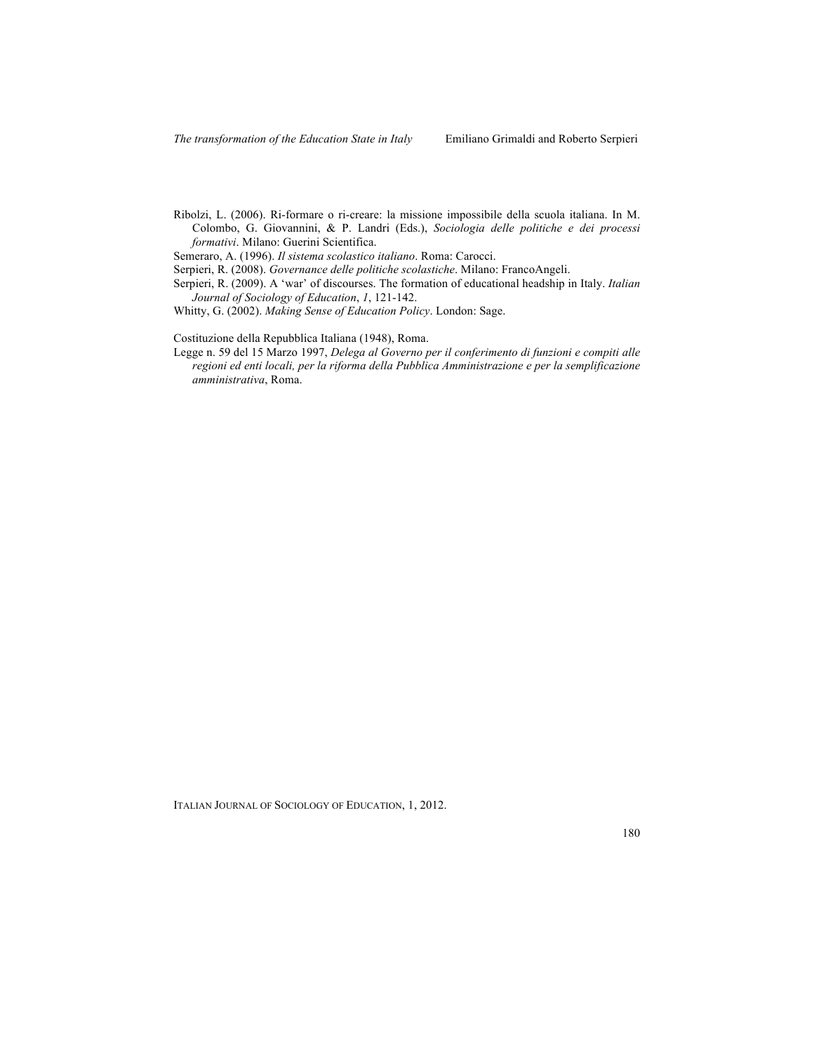Ribolzi, L. (2006). Ri-formare o ri-creare: la missione impossibile della scuola italiana. In M. Colombo, G. Giovannini, & P. Landri (Eds.), *Sociologia delle politiche e dei processi formativi*. Milano: Guerini Scientifica.

Semeraro, A. (1996). *Il sistema scolastico italiano*. Roma: Carocci.

Serpieri, R. (2008). *Governance delle politiche scolastiche*. Milano: FrancoAngeli.

Serpieri, R. (2009). A 'war' of discourses. The formation of educational headship in Italy. *Italian Journal of Sociology of Education*, *1*, 121-142.

Whitty, G. (2002). *Making Sense of Education Policy*. London: Sage.

Costituzione della Repubblica Italiana (1948), Roma.

Legge n. 59 del 15 Marzo 1997, *Delega al Governo per il conferimento di funzioni e compiti alle regioni ed enti locali, per la riforma della Pubblica Amministrazione e per la semplificazione amministrativa*, Roma.